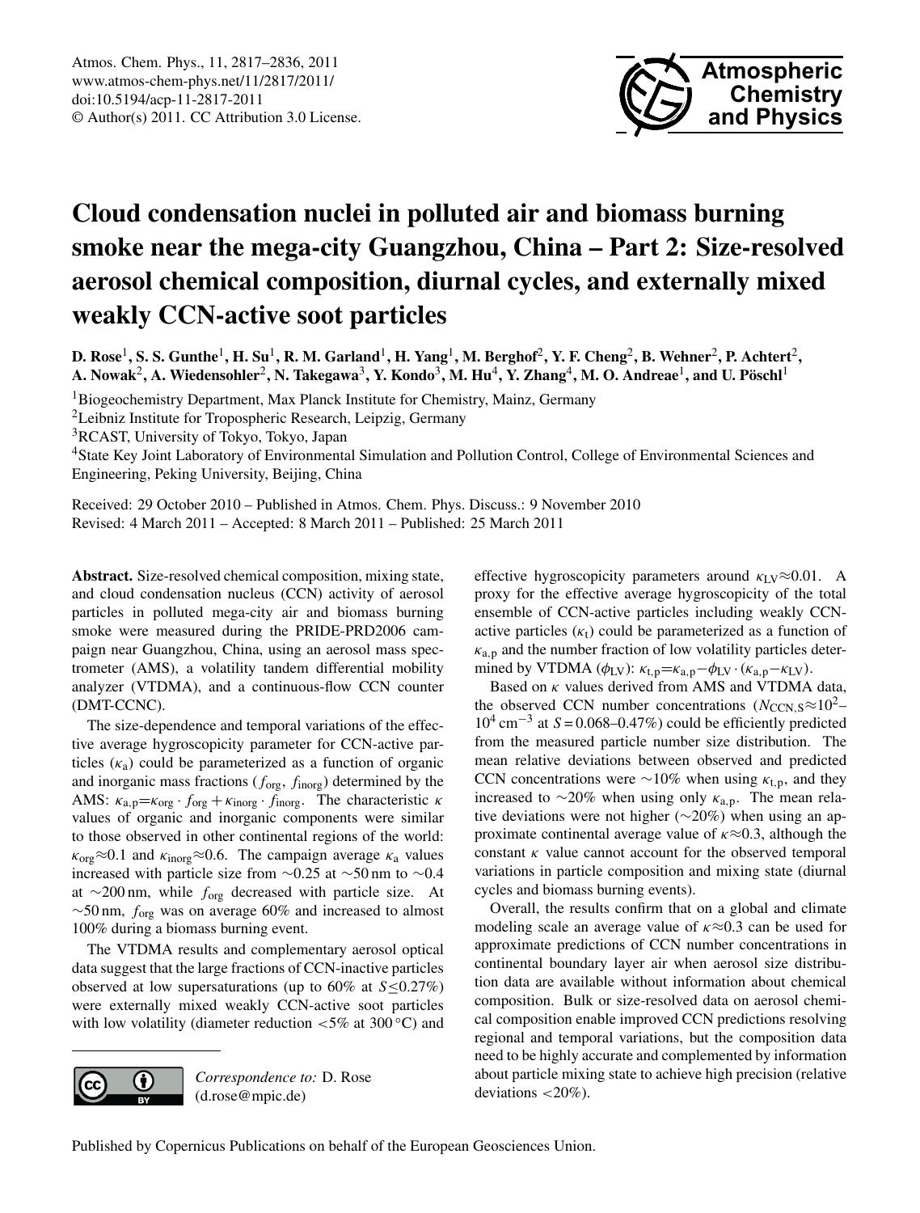# Cloud condensation nuclei in polluted air and biomass burning smoke near the mega-city Guangzhou, China – Part 2: Size-resolved aerosol chemical composition, diurnal cycles, and externally mixed weakly CCN-active soot particles

**D. Rose[1], S. S. Gunthe[1], H. Su[1], R. M. Garland[1], H. Yang[1], M. Berghof[2], Y. F. Cheng[2], B. Wehner[2], P. Achtert[2], A. Nowak[2], A. Wiedensohler[2], N. Takegawa[3], Y. Kondo[3], M. Hu[4], Y. Zhang[4], M. O. Andreae[1], and U. Pöschl[1]**

[1]Biogeochemistry Department, Max Planck Institute for Chemistry, Mainz, Germany

[2]Leibniz Institute for Tropospheric Research, Leipzig, Germany

[3]RCAST, University of Tokyo, Tokyo, Japan

[4]State Key Joint Laboratory of Environmental Simulation and Pollution Control, College of Environmental Sciences and Engineering, Peking University, Beijing, China

Received: 29 October 2010 – Published in Atmos. Chem. Phys. Discuss.: 9 November 2010
Revised: 4 March 2011 – Accepted: 8 March 2011 – Published: 25 March 2011

**Abstract.** Size-resolved chemical composition, mixing state, and cloud condensation nucleus (CCN) activity of aerosol particles in polluted mega-city air and biomass burning smoke were measured during the PRIDE-PRD2006 campaign near Guangzhou, China, using an aerosol mass spectrometer (AMS), a volatility tandem differential mobility analyzer (VTDMA), and a continuous-flow CCN counter (DMT-CCNC).

The size-dependence and temporal variations of the effective average hygroscopicity parameter for CCN-active particles ($\kappa_a$) could be parameterized as a function of organic and inorganic mass fractions ($f_{org}$, $f_{inorg}$) determined by the AMS: $\kappa_{a,p}=\kappa_{org}\cdot f_{org}+\kappa_{inorg}\cdot f_{inorg}$. The characteristic $\kappa$ values of organic and inorganic components were similar to those observed in other continental regions of the world: $\kappa_{org}\approx0.1$ and $\kappa_{inorg}\approx0.6$. The campaign average $\kappa_a$ values increased with particle size from ~0.25 at ~50 nm to ~0.4 at ~200 nm, while $f_{org}$ decreased with particle size. At ~50 nm, $f_{org}$ was on average 60% and increased to almost 100% during a biomass burning event.

The VTDMA results and complementary aerosol optical data suggest that the large fractions of CCN-inactive particles observed at low supersaturations (up to 60% at $S\leq0.27\%$) were externally mixed weakly CCN-active soot particles with low volatility (diameter reduction <5% at 300 °C) and effective hygroscopicity parameters around $\kappa_{LV}\approx0.01$. A proxy for the effective average hygroscopicity of the total ensemble of CCN-active particles including weakly CCN-active particles ($\kappa_t$) could be parameterized as a function of $\kappa_{a,p}$ and the number fraction of low volatility particles determined by VTDMA ($\phi_{LV}$): $\kappa_{t,p}=\kappa_{a,p}-\phi_{LV}\cdot(\kappa_{a,p}-\kappa_{LV})$.

Based on $\kappa$ values derived from AMS and VTDMA data, the observed CCN number concentrations ($N_{CCN,S}\approx10^2$–$10^4\,cm^{-3}$ at $S=0.068$–$0.47\%$) could be efficiently predicted from the measured particle number size distribution. The mean relative deviations between observed and predicted CCN concentrations were ~10% when using $\kappa_{t,p}$, and they increased to ~20% when using only $\kappa_{a,p}$. The mean relative deviations were not higher (~20%) when using an approximate continental average value of $\kappa\approx0.3$, although the constant $\kappa$ value cannot account for the observed temporal variations in particle composition and mixing state (diurnal cycles and biomass burning events).

Overall, the results confirm that on a global and climate modeling scale an average value of $\kappa\approx0.3$ can be used for approximate predictions of CCN number concentrations in continental boundary layer air when aerosol size distribution data are available without information about chemical composition. Bulk or size-resolved data on aerosol chemical composition enable improved CCN predictions resolving regional and temporal variations, but the composition data need to be highly accurate and complemented by information about particle mixing state to achieve high precision (relative deviations <20%).

*Correspondence to:* D. Rose (d.rose@mpic.de)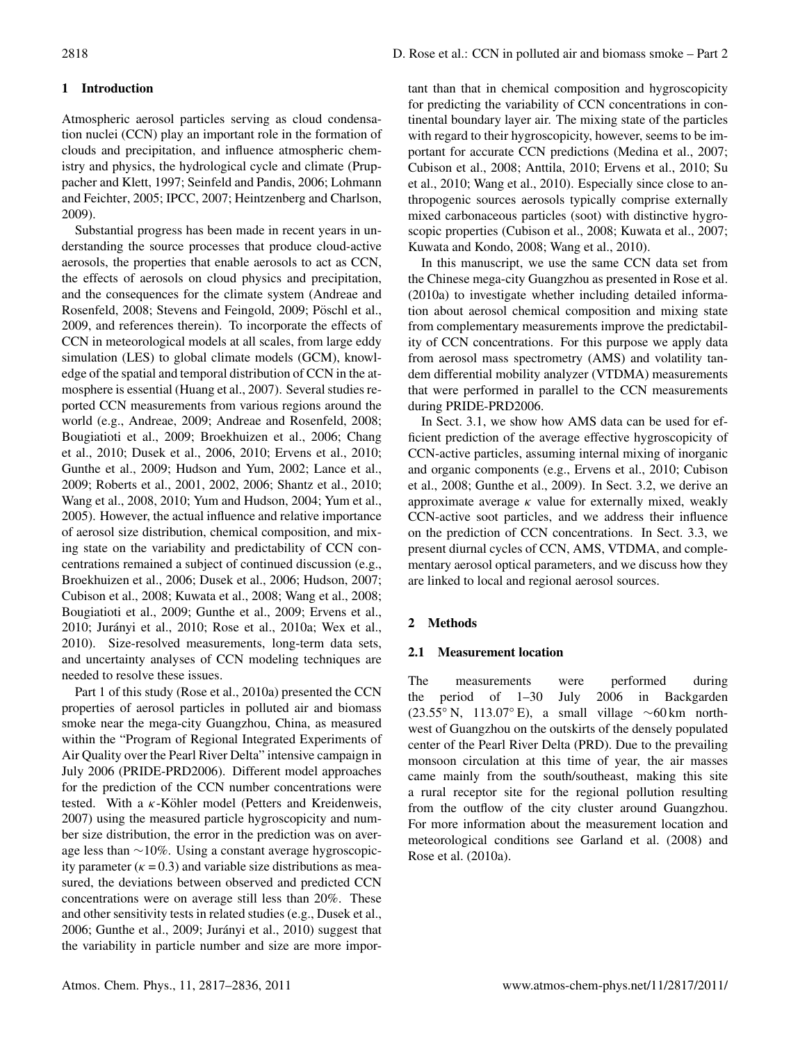## 1 Introduction

Atmospheric aerosol particles serving as cloud condensation nuclei (CCN) play an important role in the formation of clouds and precipitation, and influence atmospheric chemistry and physics, the hydrological cycle and climate (Pruppacher and Klett, 1997; Seinfeld and Pandis, 2006; Lohmann and Feichter, 2005; IPCC, 2007; Heintzenberg and Charlson, 2009).

Substantial progress has been made in recent years in understanding the source processes that produce cloud-active aerosols, the properties that enable aerosols to act as CCN, the effects of aerosols on cloud physics and precipitation, and the consequences for the climate system (Andreae and Rosenfeld, 2008; Stevens and Feingold, 2009; Pöschl et al., 2009, and references therein). To incorporate the effects of CCN in meteorological models at all scales, from large eddy simulation (LES) to global climate models (GCM), knowledge of the spatial and temporal distribution of CCN in the atmosphere is essential (Huang et al., 2007). Several studies reported CCN measurements from various regions around the world (e.g., Andreae, 2009; Andreae and Rosenfeld, 2008; Bougiatioti et al., 2009; Broekhuizen et al., 2006; Chang et al., 2010; Dusek et al., 2006, 2010; Ervens et al., 2010; Gunthe et al., 2009; Hudson and Yum, 2002; Lance et al., 2009; Roberts et al., 2001, 2002, 2006; Shantz et al., 2010; Wang et al., 2008, 2010; Yum and Hudson, 2004; Yum et al., 2005). However, the actual influence and relative importance of aerosol size distribution, chemical composition, and mixing state on the variability and predictability of CCN concentrations remained a subject of continued discussion (e.g., Broekhuizen et al., 2006; Dusek et al., 2006; Hudson, 2007; Cubison et al., 2008; Kuwata et al., 2008; Wang et al., 2008; Bougiatioti et al., 2009; Gunthe et al., 2009; Ervens et al., 2010; Jurányi et al., 2010; Rose et al., 2010a; Wex et al., 2010). Size-resolved measurements, long-term data sets, and uncertainty analyses of CCN modeling techniques are needed to resolve these issues.

Part 1 of this study (Rose et al., 2010a) presented the CCN properties of aerosol particles in polluted air and biomass smoke near the mega-city Guangzhou, China, as measured within the "Program of Regional Integrated Experiments of Air Quality over the Pearl River Delta" intensive campaign in July 2006 (PRIDE-PRD2006). Different model approaches for the prediction of the CCN number concentrations were tested. With a $\kappa$-Köhler model (Petters and Kreidenweis, 2007) using the measured particle hygroscopicity and number size distribution, the error in the prediction was on average less than ~10%. Using a constant average hygroscopicity parameter ($\kappa = 0.3$) and variable size distributions as measured, the deviations between observed and predicted CCN concentrations were on average still less than 20%. These and other sensitivity tests in related studies (e.g., Dusek et al., 2006; Gunthe et al., 2009; Jurányi et al., 2010) suggest that the variability in particle number and size are more important than that in chemical composition and hygroscopicity for predicting the variability of CCN concentrations in continental boundary layer air. The mixing state of the particles with regard to their hygroscopicity, however, seems to be important for accurate CCN predictions (Medina et al., 2007; Cubison et al., 2008; Anttila, 2010; Ervens et al., 2010; Su et al., 2010; Wang et al., 2010). Especially since close to anthropogenic sources aerosols typically comprise externally mixed carbonaceous particles (soot) with distinctive hygroscopic properties (Cubison et al., 2008; Kuwata et al., 2007; Kuwata and Kondo, 2008; Wang et al., 2010).

In this manuscript, we use the same CCN data set from the Chinese mega-city Guangzhou as presented in Rose et al. (2010a) to investigate whether including detailed information about aerosol chemical composition and mixing state from complementary measurements improve the predictability of CCN concentrations. For this purpose we apply data from aerosol mass spectrometry (AMS) and volatility tandem differential mobility analyzer (VTDMA) measurements that were performed in parallel to the CCN measurements during PRIDE-PRD2006.

In Sect. 3.1, we show how AMS data can be used for efficient prediction of the average effective hygroscopicity of CCN-active particles, assuming internal mixing of inorganic and organic components (e.g., Ervens et al., 2010; Cubison et al., 2008; Gunthe et al., 2009). In Sect. 3.2, we derive an approximate average $\kappa$ value for externally mixed, weakly CCN-active soot particles, and we address their influence on the prediction of CCN concentrations. In Sect. 3.3, we present diurnal cycles of CCN, AMS, VTDMA, and complementary aerosol optical parameters, and we discuss how they are linked to local and regional aerosol sources.

## 2 Methods

### 2.1 Measurement location

The measurements were performed during the period of 1–30 July 2006 in Backgarden (23.55° N, 113.07° E), a small village ~60 km northwest of Guangzhou on the outskirts of the densely populated center of the Pearl River Delta (PRD). Due to the prevailing monsoon circulation at this time of year, the air masses came mainly from the south/southeast, making this site a rural receptor site for the regional pollution resulting from the outflow of the city cluster around Guangzhou. For more information about the measurement location and meteorological conditions see Garland et al. (2008) and Rose et al. (2010a).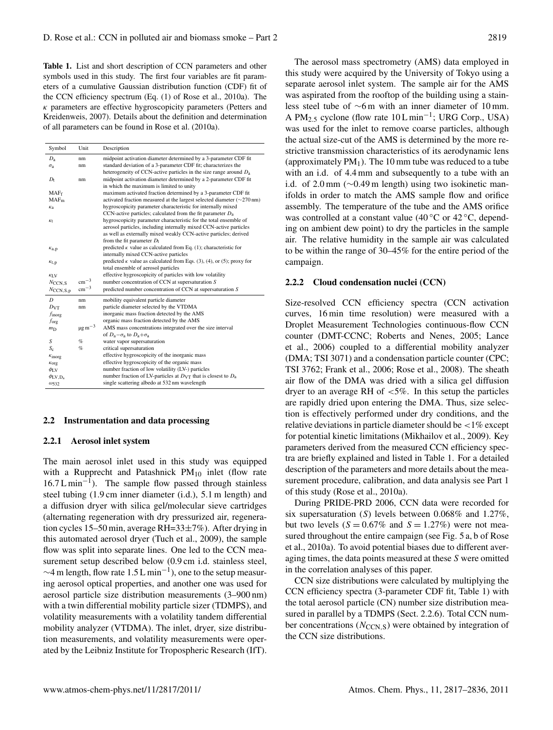**Table 1.** List and short description of CCN parameters and other symbols used in this study. The first four variables are fit parameters of a cumulative Gaussian distribution function (CDF) fit of the CCN efficiency spectrum (Eq. (1) of Rose et al., 2010a). The $\kappa$ parameters are effective hygroscopicity parameters (Petters and Kreidenweis, 2007). Details about the definition and determination of all parameters can be found in Rose et al. (2010a).

| Symbol | Unit | Description |
|---|---|---|
| $D_a$ | nm | midpoint activation diameter determined by a 3-parameter CDF fit |
| $\sigma_a$ | nm | standard deviation of a 3-parameter CDF fit; characterizes the heterogeneity of CCN-active particles in the size range around $D_a$ |
| $D_t$ | nm | midpoint activation diameter determined by a 2-parameter CDF fit in which the maximum is limited to unity |
| $MAF_f$ | | maximum activated fraction determined by a 3-parameter CDF fit |
| $MAF_m$ | | activated fraction measured at the largest selected diameter (~270 nm) |
| $\kappa_a$ | | hygroscopicity parameter characteristic for internally mixed CCN-active particles; calculated from the fit parameter $D_a$ |
| $\kappa_t$ | | hygroscopicity parameter characteristic for the total ensemble of aerosol particles, including internally mixed CCN-active particles as well as externally mixed weakly CCN-active particles; derived from the fit parameter $D_t$ |
| $\kappa_{a,p}$ | | predicted $\kappa$ value as calculated from Eq. (1); characteristic for internally mixed CCN-active particles |
| $\kappa_{t,p}$ | | predicted $\kappa$ value as calculated from Eqs. (3), (4), or (5); proxy for total ensemble of aerosol particles |
| $\kappa_{LV}$ | | effective hygroscopicity of particles with low volatility |
| $N_{CCN,S}$ | $cm^{-3}$ | number concentration of CCN at supersaturation $S$ |
| $N_{CCN,S,p}$ | $cm^{-3}$ | predicted number concentration of CCN at supersaturation $S$ |
| $D$ | nm | mobility equivalent particle diameter |
| $D_{VT}$ | nm | particle diameter selected by the VTDMA |
| $f_{inorg}$ | | inorganic mass fraction detected by the AMS |
| $f_{org}$ | | organic mass fraction detected by the AMS |
| $m_D$ | $\mu g\,m^{-3}$ | AMS mass concentrations integrated over the size interval of $D_a-\sigma_a$ to $D_a+\sigma_a$ |
| $S$ | % | water vapor supersaturation |
| $S_c$ | % | critical supersaturation |
| $\kappa_{inorg}$ | | effective hygroscopicity of the inorganic mass |
| $\kappa_{org}$ | | effective hygroscopicity of the organic mass |
| $\phi_{LV}$ | | number fraction of low volatility (LV-) particles |
| $\phi_{LV,D_a}$ | | number fraction of LV-particles at $D_{VT}$ that is closest to $D_a$ |
| $\omega_{532}$ | | single scattering albedo at 532 nm wavelength |

## 2.2 Instrumentation and data processing

### 2.2.1 Aerosol inlet system

The main aerosol inlet used in this study was equipped with a Rupprecht and Patashnick $PM_{10}$ inlet (flow rate $16.7\,L\,min^{-1}$). The sample flow passed through stainless steel tubing (1.9 cm inner diameter (i.d.), 5.1 m length) and a diffusion dryer with silica gel/molecular sieve cartridges (alternating regeneration with dry pressurized air, regeneration cycles 15–50 min, average RH=33±7%). After drying in this automated aerosol dryer (Tuch et al., 2009), the sample flow was split into separate lines. One led to the CCN measurement setup described below (0.9 cm i.d. stainless steel, ~4 m length, flow rate $1.5\,L\,min^{-1}$), one to the setup measuring aerosol optical properties, and another one was used for aerosol particle size distribution measurements (3–900 nm) with a twin differential mobility particle sizer (TDMPS), and volatility measurements with a volatility tandem differential mobility analyzer (VTDMA). The inlet, dryer, size distribution measurements, and volatility measurements were operated by the Leibniz Institute for Tropospheric Research (IfT).

The aerosol mass spectrometry (AMS) data employed in this study were acquired by the University of Tokyo using a separate aerosol inlet system. The sample air for the AMS was aspirated from the rooftop of the building using a stainless steel tube of ~6 m with an inner diameter of 10 mm. A $PM_{2.5}$ cyclone (flow rate $10\,L\,min^{-1}$; URG Corp., USA) was used for the inlet to remove coarse particles, although the actual size-cut of the AMS is determined by the more restrictive transmission characteristics of its aerodynamic lens (approximately $PM_1$). The 10 mm tube was reduced to a tube with an i.d. of 4.4 mm and subsequently to a tube with an i.d. of 2.0 mm (~0.49 m length) using two isokinetic manifolds in order to match the AMS sample flow and orifice assembly. The temperature of the tube and the AMS orifice was controlled at a constant value (40 °C or 42 °C, depending on ambient dew point) to dry the particles in the sample air. The relative humidity in the sample air was calculated to be within the range of 30–45% for the entire period of the campaign.

### 2.2.2 Cloud condensation nuclei (CCN)

Size-resolved CCN efficiency spectra (CCN activation curves, 16 min time resolution) were measured with a Droplet Measurement Technologies continuous-flow CCN counter (DMT-CCNC; Roberts and Nenes, 2005; Lance et al., 2006) coupled to a differential mobility analyzer (DMA; TSI 3071) and a condensation particle counter (CPC; TSI 3762; Frank et al., 2006; Rose et al., 2008). The sheath air flow of the DMA was dried with a silica gel diffusion dryer to an average RH of <5%. In this setup the particles are rapidly dried upon entering the DMA. Thus, size selection is effectively performed under dry conditions, and the relative deviations in particle diameter should be <1% except for potential kinetic limitations (Mikhailov et al., 2009). Key parameters derived from the measured CCN efficiency spectra are briefly explained and listed in Table 1. For a detailed description of the parameters and more details about the measurement procedure, calibration, and data analysis see Part 1 of this study (Rose et al., 2010a).

During PRIDE-PRD 2006, CCN data were recorded for six supersaturation ($S$) levels between 0.068% and 1.27%, but two levels ($S = 0.67\%$ and $S = 1.27\%$) were not measured throughout the entire campaign (see Fig. 5 a, b of Rose et al., 2010a). To avoid potential biases due to different averaging times, the data points measured at these $S$ were omitted in the correlation analyses of this paper.

CCN size distributions were calculated by multiplying the CCN efficiency spectra (3-parameter CDF fit, Table 1) with the total aerosol particle (CN) number size distribution measured in parallel by a TDMPS (Sect. 2.2.6). Total CCN number concentrations ($N_{CCN,S}$) were obtained by integration of the CCN size distributions.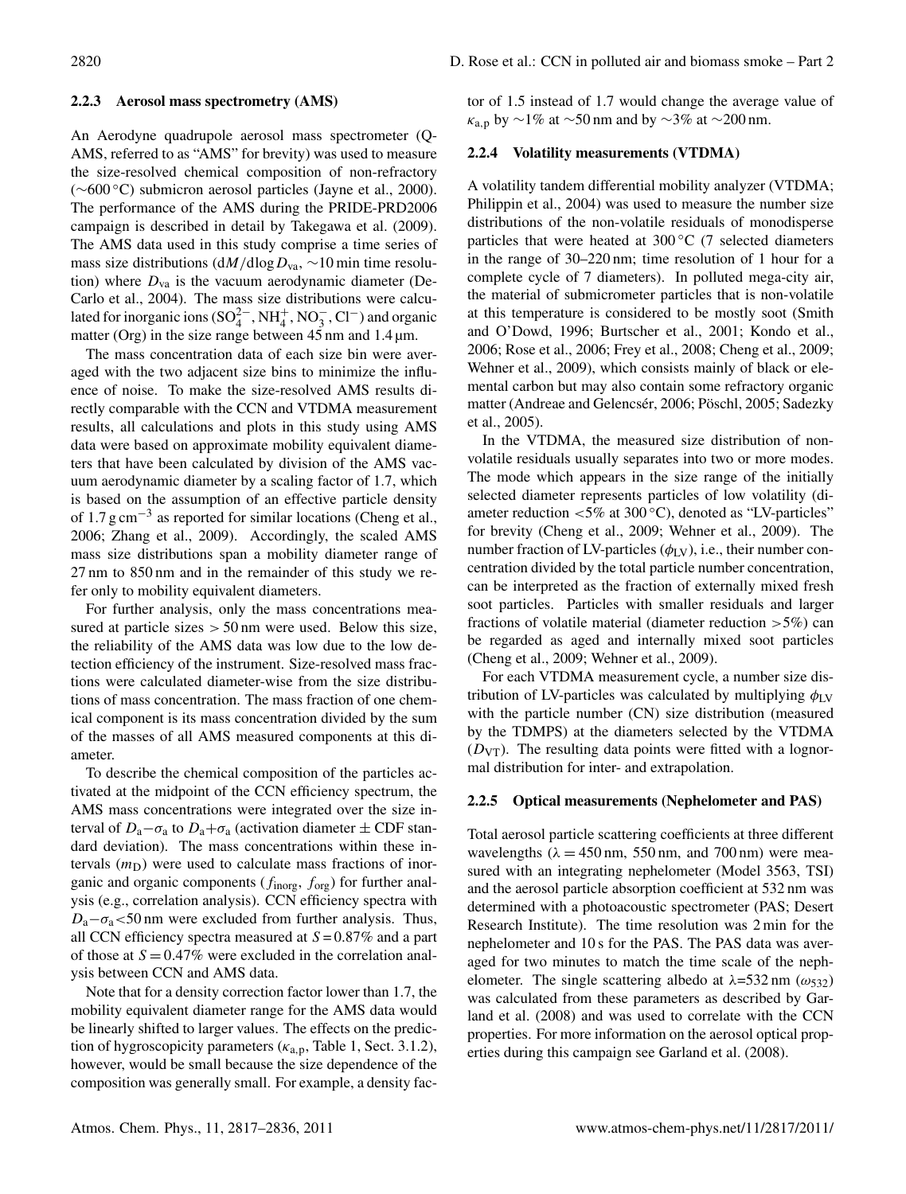### 2.2.3 Aerosol mass spectrometry (AMS)

An Aerodyne quadrupole aerosol mass spectrometer (Q-AMS, referred to as "AMS" for brevity) was used to measure the size-resolved chemical composition of non-refractory (~600 °C) submicron aerosol particles (Jayne et al., 2000). The performance of the AMS during the PRIDE-PRD2006 campaign is described in detail by Takegawa et al. (2009). The AMS data used in this study comprise a time series of mass size distributions ($dM/d\log D_{va}$, ~10 min time resolution) where $D_{va}$ is the vacuum aerodynamic diameter (DeCarlo et al., 2004). The mass size distributions were calculated for inorganic ions ($SO_4^{2-}$, $NH_4^+$, $NO_3^-$, $Cl^-$) and organic matter (Org) in the size range between 45 nm and 1.4 µm.

The mass concentration data of each size bin were averaged with the two adjacent size bins to minimize the influence of noise. To make the size-resolved AMS results directly comparable with the CCN and VTDMA measurement results, all calculations and plots in this study using AMS data were based on approximate mobility equivalent diameters that have been calculated by division of the AMS vacuum aerodynamic diameter by a scaling factor of 1.7, which is based on the assumption of an effective particle density of 1.7 g cm$^{-3}$ as reported for similar locations (Cheng et al., 2006; Zhang et al., 2009). Accordingly, the scaled AMS mass size distributions span a mobility diameter range of 27 nm to 850 nm and in the remainder of this study we refer only to mobility equivalent diameters.

For further analysis, only the mass concentrations measured at particle sizes > 50 nm were used. Below this size, the reliability of the AMS data was low due to the low detection efficiency of the instrument. Size-resolved mass fractions were calculated diameter-wise from the size distributions of mass concentration. The mass fraction of one chemical component is its mass concentration divided by the sum of the masses of all AMS measured components at this diameter.

To describe the chemical composition of the particles activated at the midpoint of the CCN efficiency spectrum, the AMS mass concentrations were integrated over the size interval of $D_a-\sigma_a$ to $D_a+\sigma_a$ (activation diameter ± CDF standard deviation). The mass concentrations within these intervals ($m_D$) were used to calculate mass fractions of inorganic and organic components ($f_{inorg}$, $f_{org}$) for further analysis (e.g., correlation analysis). CCN efficiency spectra with $D_a-\sigma_a$<50 nm were excluded from further analysis. Thus, all CCN efficiency spectra measured at $S$ = 0.87% and a part of those at $S$ = 0.47% were excluded in the correlation analysis between CCN and AMS data.

Note that for a density correction factor lower than 1.7, the mobility equivalent diameter range for the AMS data would be linearly shifted to larger values. The effects on the prediction of hygroscopicity parameters ($\kappa_{a,p}$, Table 1, Sect. 3.1.2), however, would be small because the size dependence of the composition was generally small. For example, a density factor of 1.5 instead of 1.7 would change the average value of $\kappa_{a,p}$ by ~1% at ~50 nm and by ~3% at ~200 nm.

### 2.2.4 Volatility measurements (VTDMA)

A volatility tandem differential mobility analyzer (VTDMA; Philippin et al., 2004) was used to measure the number size distributions of the non-volatile residuals of monodisperse particles that were heated at 300 °C (7 selected diameters in the range of 30–220 nm; time resolution of 1 hour for a complete cycle of 7 diameters). In polluted mega-city air, the material of submicrometer particles that is non-volatile at this temperature is considered to be mostly soot (Smith and O'Dowd, 1996; Burtscher et al., 2001; Kondo et al., 2006; Rose et al., 2006; Frey et al., 2008; Cheng et al., 2009; Wehner et al., 2009), which consists mainly of black or elemental carbon but may also contain some refractory organic matter (Andreae and Gelencsér, 2006; Pöschl, 2005; Sadezky et al., 2005).

In the VTDMA, the measured size distribution of non-volatile residuals usually separates into two or more modes. The mode which appears in the size range of the initially selected diameter represents particles of low volatility (diameter reduction <5% at 300 °C), denoted as "LV-particles" for brevity (Cheng et al., 2009; Wehner et al., 2009). The number fraction of LV-particles ($\phi_{LV}$), i.e., their number concentration divided by the total particle number concentration, can be interpreted as the fraction of externally mixed fresh soot particles. Particles with smaller residuals and larger fractions of volatile material (diameter reduction >5%) can be regarded as aged and internally mixed soot particles (Cheng et al., 2009; Wehner et al., 2009).

For each VTDMA measurement cycle, a number size distribution of LV-particles was calculated by multiplying $\phi_{LV}$ with the particle number (CN) size distribution (measured by the TDMPS) at the diameters selected by the VTDMA ($D_{VT}$). The resulting data points were fitted with a lognormal distribution for inter- and extrapolation.

### 2.2.5 Optical measurements (Nephelometer and PAS)

Total aerosol particle scattering coefficients at three different wavelengths (λ = 450 nm, 550 nm, and 700 nm) were measured with an integrating nephelometer (Model 3563, TSI) and the aerosol particle absorption coefficient at 532 nm was determined with a photoacoustic spectrometer (PAS; Desert Research Institute). The time resolution was 2 min for the nephelometer and 10 s for the PAS. The PAS data was averaged for two minutes to match the time scale of the nephelometer. The single scattering albedo at λ=532 nm ($\omega_{532}$) was calculated from these parameters as described by Garland et al. (2008) and was used to correlate with the CCN properties. For more information on the aerosol optical properties during this campaign see Garland et al. (2008).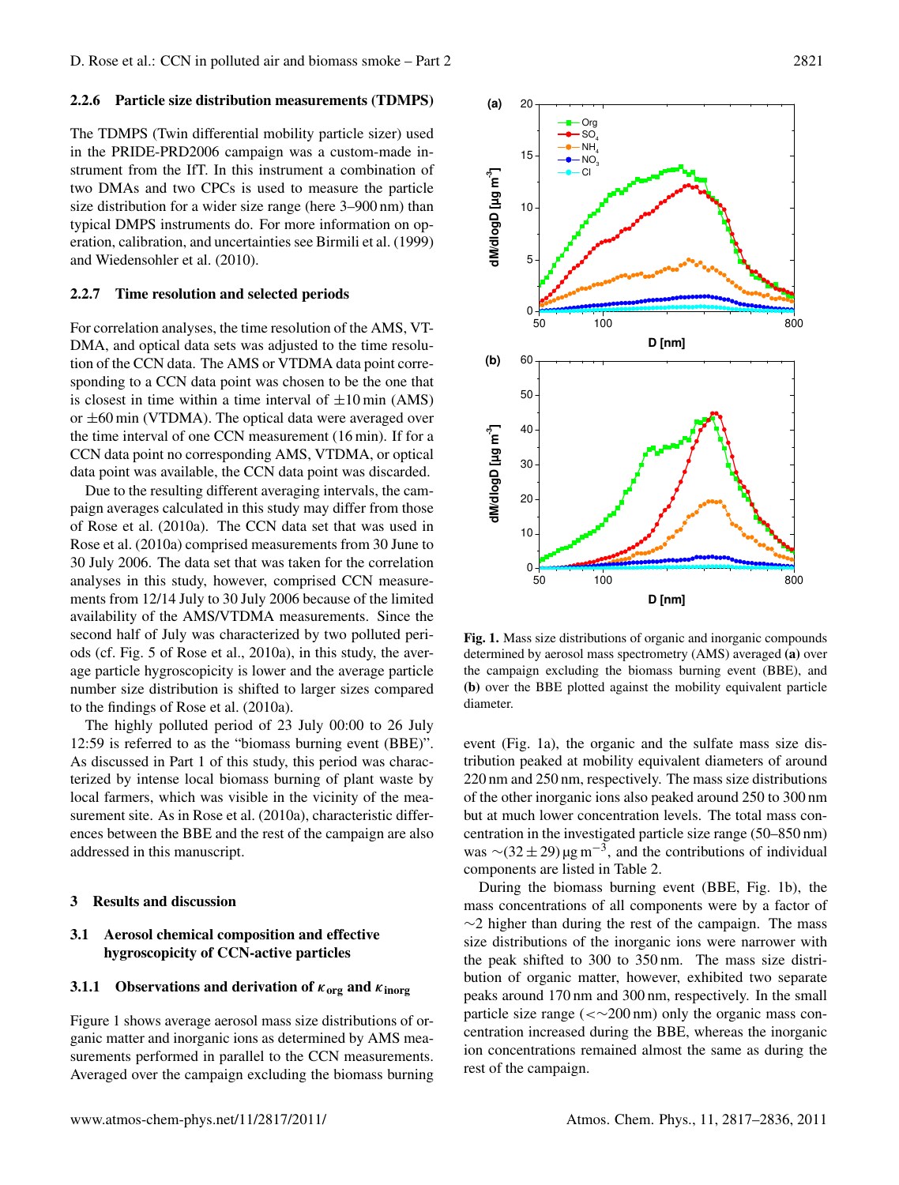#### 2.2.6 Particle size distribution measurements (TDMPS)

The TDMPS (Twin differential mobility particle sizer) used in the PRIDE-PRD2006 campaign was a custom-made instrument from the IfT. In this instrument a combination of two DMAs and two CPCs is used to measure the particle size distribution for a wider size range (here 3–900 nm) than typical DMPS instruments do. For more information on operation, calibration, and uncertainties see Birmili et al. (1999) and Wiedensohler et al. (2010).

#### 2.2.7 Time resolution and selected periods

For correlation analyses, the time resolution of the AMS, VTDMA, and optical data sets was adjusted to the time resolution of the CCN data. The AMS or VTDMA data point corresponding to a CCN data point was chosen to be the one that is closest in time within a time interval of ±10 min (AMS) or ±60 min (VTDMA). The optical data were averaged over the time interval of one CCN measurement (16 min). If for a CCN data point no corresponding AMS, VTDMA, or optical data point was available, the CCN data point was discarded.

Due to the resulting different averaging intervals, the campaign averages calculated in this study may differ from those of Rose et al. (2010a). The CCN data set that was used in Rose et al. (2010a) comprised measurements from 30 June to 30 July 2006. The data set that was taken for the correlation analyses in this study, however, comprised CCN measurements from 12/14 July to 30 July 2006 because of the limited availability of the AMS/VTDMA measurements. Since the second half of July was characterized by two polluted periods (cf. Fig. 5 of Rose et al., 2010a), in this study, the average particle hygroscopicity is lower and the average particle number size distribution is shifted to larger sizes compared to the findings of Rose et al. (2010a).

The highly polluted period of 23 July 00:00 to 26 July 12:59 is referred to as the "biomass burning event (BBE)". As discussed in Part 1 of this study, this period was characterized by intense local biomass burning of plant waste by local farmers, which was visible in the vicinity of the measurement site. As in Rose et al. (2010a), characteristic differences between the BBE and the rest of the campaign are also addressed in this manuscript.

## 3 Results and discussion

### 3.1 Aerosol chemical composition and effective hygroscopicity of CCN-active particles

#### 3.1.1 Observations and derivation of $\kappa_{org}$ and $\kappa_{inorg}$

Figure 1 shows average aerosol mass size distributions of organic matter and inorganic ions as determined by AMS measurements performed in parallel to the CCN measurements. Averaged over the campaign excluding the biomass burning event (Fig. 1a), the organic and the sulfate mass size distribution peaked at mobility equivalent diameters of around 220 nm and 250 nm, respectively. The mass size distributions of the other inorganic ions also peaked around 250 to 300 nm but at much lower concentration levels. The total mass concentration in the investigated particle size range (50–850 nm) was $\sim(32 \pm 29)\,\mu g\,m^{-3}$, and the contributions of individual components are listed in Table 2.

During the biomass burning event (BBE, Fig. 1b), the mass concentrations of all components were by a factor of $\sim$2 higher than during the rest of the campaign. The mass size distributions of the inorganic ions were narrower with the peak shifted to 300 to 350 nm. The mass size distribution of organic matter, however, exhibited two separate peaks around 170 nm and 300 nm, respectively. In the small particle size range ($<\sim$200 nm) only the organic mass concentration increased during the BBE, whereas the inorganic ion concentrations remained almost the same as during the rest of the campaign.

**Fig. 1.** Mass size distributions of organic and inorganic compounds determined by aerosol mass spectrometry (AMS) averaged **(a)** over the campaign excluding the biomass burning event (BBE), and **(b)** over the BBE plotted against the mobility equivalent particle diameter.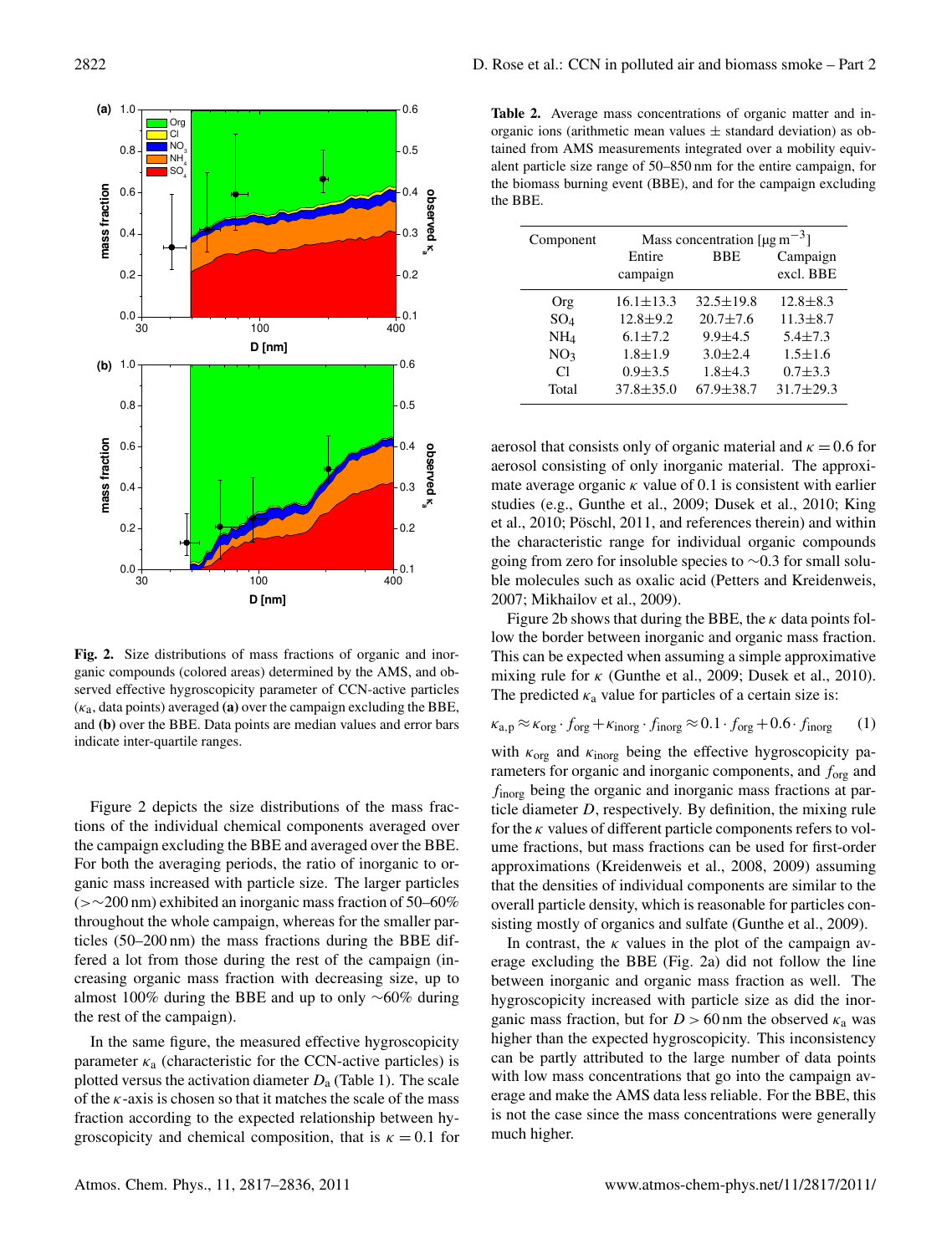**Fig. 2.** Size distributions of mass fractions of organic and inorganic compounds (colored areas) determined by the AMS, and observed effective hygroscopicity parameter of CCN-active particles ($\kappa_a$, data points) averaged **(a)** over the campaign excluding the BBE, and **(b)** over the BBE. Data points are median values and error bars indicate inter-quartile ranges.

Figure 2 depicts the size distributions of the mass fractions of the individual chemical components averaged over the campaign excluding the BBE and averaged over the BBE. For both the averaging periods, the ratio of inorganic to organic mass increased with particle size. The larger particles (>~200 nm) exhibited an inorganic mass fraction of 50–60% throughout the whole campaign, whereas for the smaller particles (50–200 nm) the mass fractions during the BBE differed a lot from those during the rest of the campaign (increasing organic mass fraction with decreasing size, up to almost 100% during the BBE and up to only ~60% during the rest of the campaign).

In the same figure, the measured effective hygroscopicity parameter $\kappa_a$ (characteristic for the CCN-active particles) is plotted versus the activation diameter $D_a$ (Table 1). The scale of the $\kappa$-axis is chosen so that it matches the scale of the mass fraction according to the expected relationship between hygroscopicity and chemical composition, that is $\kappa = 0.1$ for aerosol that consists only of organic material and $\kappa = 0.6$ for aerosol consisting of only inorganic material. The approximate average organic $\kappa$ value of 0.1 is consistent with earlier studies (e.g., Gunthe et al., 2009; Dusek et al., 2010; King et al., 2010; Pöschl, 2011, and references therein) and within the characteristic range for individual organic compounds going from zero for insoluble species to ~0.3 for small soluble molecules such as oxalic acid (Petters and Kreidenweis, 2007; Mikhailov et al., 2009).

**Table 2.** Average mass concentrations of organic matter and inorganic ions (arithmetic mean values ± standard deviation) as obtained from AMS measurements integrated over a mobility equivalent particle size range of 50–850 nm for the entire campaign, for the biomass burning event (BBE), and for the campaign excluding the BBE.

| Component | Mass concentration [$\mu g\,m^{-3}$] | | |
|---|---|---|---|
| | Entire campaign | BBE | Campaign excl. BBE |
| Org | 16.1±13.3 | 32.5±19.8 | 12.8±8.3 |
| $SO_4$ | 12.8±9.2 | 20.7±7.6 | 11.3±8.7 |
| $NH_4$ | 6.1±7.2 | 9.9±4.5 | 5.4±7.3 |
| $NO_3$ | 1.8±1.9 | 3.0±2.4 | 1.5±1.6 |
| Cl | 0.9±3.5 | 1.8±4.3 | 0.7±3.3 |
| Total | 37.8±35.0 | 67.9±38.7 | 31.7±29.3 |

Figure 2b shows that during the BBE, the $\kappa$ data points follow the border between inorganic and organic mass fraction. This can be expected when assuming a simple approximative mixing rule for $\kappa$ (Gunthe et al., 2009; Dusek et al., 2010). The predicted $\kappa_a$ value for particles of a certain size is:

$$\kappa_{a,p} \approx \kappa_{org} \cdot f_{org} + \kappa_{inorg} \cdot f_{inorg} \approx 0.1 \cdot f_{org} + 0.6 \cdot f_{inorg} \quad (1)$$

with $\kappa_{org}$ and $\kappa_{inorg}$ being the effective hygroscopicity parameters for organic and inorganic components, and $f_{org}$ and $f_{inorg}$ being the organic and inorganic mass fractions at particle diameter $D$, respectively. By definition, the mixing rule for the $\kappa$ values of different particle components refers to volume fractions, but mass fractions can be used for first-order approximations (Kreidenweis et al., 2008, 2009) assuming that the densities of individual components are similar to the overall particle density, which is reasonable for particles consisting mostly of organics and sulfate (Gunthe et al., 2009).

In contrast, the $\kappa$ values in the plot of the campaign average excluding the BBE (Fig. 2a) did not follow the line between inorganic and organic mass fraction as well. The hygroscopicity increased with particle size as did the inorganic mass fraction, but for $D > 60$ nm the observed $\kappa_a$ was higher than the expected hygroscopicity. This inconsistency can be partly attributed to the large number of data points with low mass concentrations that go into the campaign average and make the AMS data less reliable. For the BBE, this is not the case since the mass concentrations were generally much higher.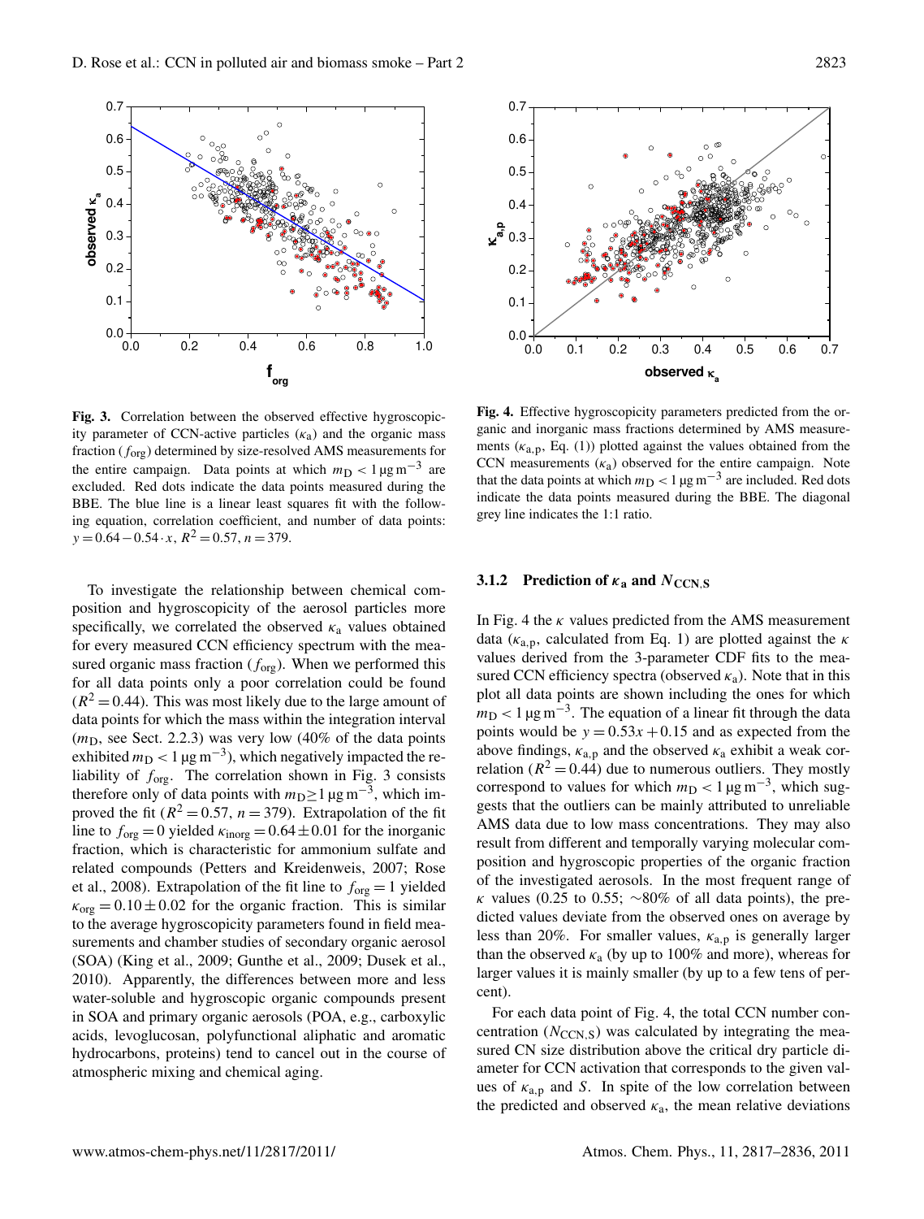Fig. 3. Correlation between the observed effective hygroscopicity parameter of CCN-active particles ($\kappa_a$) and the organic mass fraction ($f_{org}$) determined by size-resolved AMS measurements for the entire campaign. Data points at which $m_D < 1\,\mu g\,m^{-3}$ are excluded. Red dots indicate the data points measured during the BBE. The blue line is a linear least squares fit with the following equation, correlation coefficient, and number of data points: $y = 0.64 - 0.54 \cdot x$, $R^2 = 0.57$, $n = 379$.

Fig. 4. Effective hygroscopicity parameters predicted from the organic and inorganic mass fractions determined by AMS measurements ($\kappa_{a,p}$, Eq. (1)) plotted against the values obtained from the CCN measurements ($\kappa_a$) observed for the entire campaign. Note that the data points at which $m_D < 1\,\mu g\,m^{-3}$ are included. Red dots indicate the data points measured during the BBE. The diagonal grey line indicates the 1:1 ratio.

To investigate the relationship between chemical composition and hygroscopicity of the aerosol particles more specifically, we correlated the observed $\kappa_a$ values obtained for every measured CCN efficiency spectrum with the measured organic mass fraction ($f_{org}$). When we performed this for all data points only a poor correlation could be found ($R^2 = 0.44$). This was most likely due to the large amount of data points for which the mass within the integration interval ($m_D$, see Sect. 2.2.3) was very low (40% of the data points exhibited $m_D < 1\,\mu g\,m^{-3}$), which negatively impacted the reliability of $f_{org}$. The correlation shown in Fig. 3 consists therefore only of data points with $m_D \geq 1\,\mu g\,m^{-3}$, which improved the fit ($R^2 = 0.57$, $n = 379$). Extrapolation of the fit line to $f_{org} = 0$ yielded $\kappa_{inorg} = 0.64 \pm 0.01$ for the inorganic fraction, which is characteristic for ammonium sulfate and related compounds (Petters and Kreidenweis, 2007; Rose et al., 2008). Extrapolation of the fit line to $f_{org} = 1$ yielded $\kappa_{org} = 0.10 \pm 0.02$ for the organic fraction. This is similar to the average hygroscopicity parameters found in field measurements and chamber studies of secondary organic aerosol (SOA) (King et al., 2009; Gunthe et al., 2009; Dusek et al., 2010). Apparently, the differences between more and less water-soluble and hygroscopic organic compounds present in SOA and primary organic aerosols (POA, e.g., carboxylic acids, levoglucosan, polyfunctional aliphatic and aromatic hydrocarbons, proteins) tend to cancel out in the course of atmospheric mixing and chemical aging.

### 3.1.2 Prediction of $\kappa_a$ and $N_{CCN,S}$

In Fig. 4 the $\kappa$ values predicted from the AMS measurement data ($\kappa_{a,p}$, calculated from Eq. 1) are plotted against the $\kappa$ values derived from the 3-parameter CDF fits to the measured CCN efficiency spectra (observed $\kappa_a$). Note that in this plot all data points are shown including the ones for which $m_D < 1\,\mu g\,m^{-3}$. The equation of a linear fit through the data points would be $y = 0.53x + 0.15$ and as expected from the above findings, $\kappa_{a,p}$ and the observed $\kappa_a$ exhibit a weak correlation ($R^2 = 0.44$) due to numerous outliers. They mostly correspond to values for which $m_D < 1\,\mu g\,m^{-3}$, which suggests that the outliers can be mainly attributed to unreliable AMS data due to low mass concentrations. They may also result from different and temporally varying molecular composition and hygroscopic properties of the organic fraction of the investigated aerosols. In the most frequent range of $\kappa$ values (0.25 to 0.55; ~80% of all data points), the predicted values deviate from the observed ones on average by less than 20%. For smaller values, $\kappa_{a,p}$ is generally larger than the observed $\kappa_a$ (by up to 100% and more), whereas for larger values it is mainly smaller (by up to a few tens of percent).

For each data point of Fig. 4, the total CCN number concentration ($N_{CCN,S}$) was calculated by integrating the measured CN size distribution above the critical dry particle diameter for CCN activation that corresponds to the given values of $\kappa_{a,p}$ and $S$. In spite of the low correlation between the predicted and observed $\kappa_a$, the mean relative deviations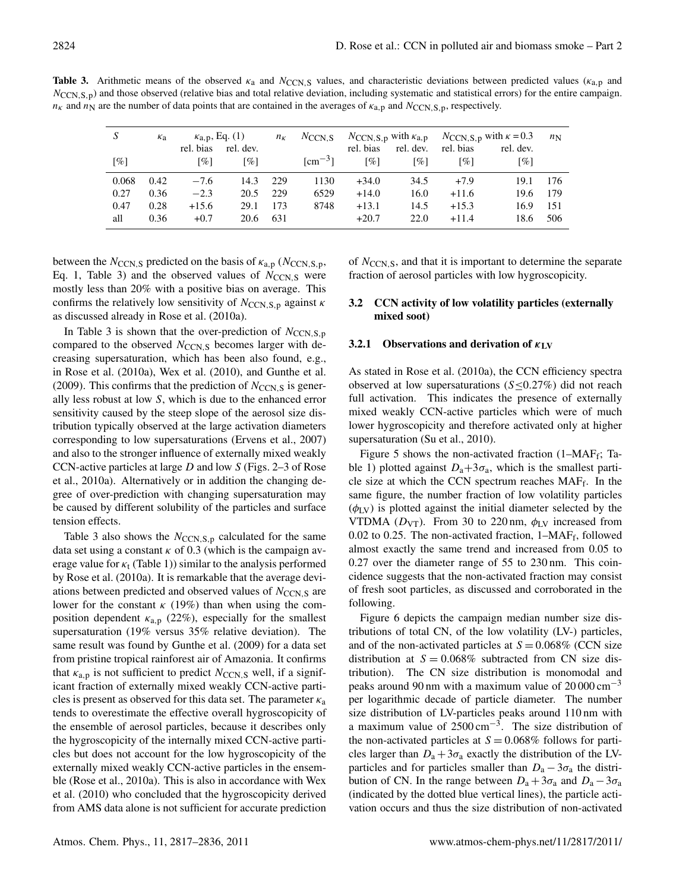**Table 3.** Arithmetic means of the observed $\kappa_a$ and $N_{CCN,S}$ values, and characteristic deviations between predicted values ($\kappa_{a,p}$ and $N_{CCN,S,p}$) and those observed (relative bias and total relative deviation, including systematic and statistical errors) for the entire campaign. $n_\kappa$ and $n_N$ are the number of data points that are contained in the averages of $\kappa_{a,p}$ and $N_{CCN,S,p}$, respectively.

| $S$ | $\kappa_a$ | $\kappa_{a,p}$, Eq. (1) | | $n_\kappa$ | $N_{CCN,S}$ | $N_{CCN,S,p}$ with $\kappa_{a,p}$ | | $N_{CCN,S,p}$ with $\kappa = 0.3$ | | $n_N$ |
|---|---|---|---|---|---|---|---|---|---|---|
| | | rel. bias | rel. dev. | | | rel. bias | rel. dev. | rel. bias | rel. dev. | |
| [%] | | [%] | [%] | | [$cm^{-3}$] | [%] | [%] | [%] | [%] | |
| 0.068 | 0.42 | −7.6 | 14.3 | 229 | 1130 | +34.0 | 34.5 | +7.9 | 19.1 | 176 |
| 0.27 | 0.36 | −2.3 | 20.5 | 229 | 6529 | +14.0 | 16.0 | +11.6 | 19.6 | 179 |
| 0.47 | 0.28 | +15.6 | 29.1 | 173 | 8748 | +13.1 | 14.5 | +15.3 | 16.9 | 151 |
| all | 0.36 | +0.7 | 20.6 | 631 | | +20.7 | 22.0 | +11.4 | 18.6 | 506 |

between the $N_{CCN,S}$ predicted on the basis of $\kappa_{a,p}$ ($N_{CCN,S,p}$, Eq. 1, Table 3) and the observed values of $N_{CCN,S}$ were mostly less than 20% with a positive bias on average. This confirms the relatively low sensitivity of $N_{CCN,S,p}$ against $\kappa$ as discussed already in Rose et al. (2010a).

In Table 3 is shown that the over-prediction of $N_{CCN,S,p}$ compared to the observed $N_{CCN,S}$ becomes larger with decreasing supersaturation, which has been also found, e.g., in Rose et al. (2010a), Wex et al. (2010), and Gunthe et al. (2009). This confirms that the prediction of $N_{CCN,S}$ is generally less robust at low $S$, which is due to the enhanced error sensitivity caused by the steep slope of the aerosol size distribution typically observed at the large activation diameters corresponding to low supersaturations (Ervens et al., 2007) and also to the stronger influence of externally mixed weakly CCN-active particles at large $D$ and low $S$ (Figs. 2–3 of Rose et al., 2010a). Alternatively or in addition the changing degree of over-prediction with changing supersaturation may be caused by different solubility of the particles and surface tension effects.

Table 3 also shows the $N_{CCN,S,p}$ calculated for the same data set using a constant $\kappa$ of 0.3 (which is the campaign average value for $\kappa_t$ (Table 1)) similar to the analysis performed by Rose et al. (2010a). It is remarkable that the average deviations between predicted and observed values of $N_{CCN,S}$ are lower for the constant $\kappa$ (19%) than when using the composition dependent $\kappa_{a,p}$ (22%), especially for the smallest supersaturation (19% versus 35% relative deviation). The same result was found by Gunthe et al. (2009) for a data set from pristine tropical rainforest air of Amazonia. It confirms that $\kappa_{a,p}$ is not sufficient to predict $N_{CCN,S}$ well, if a significant fraction of externally mixed weakly CCN-active particles is present as observed for this data set. The parameter $\kappa_a$ tends to overestimate the effective overall hygroscopicity of the ensemble of aerosol particles, because it describes only the hygroscopicity of the internally mixed CCN-active particles but does not account for the low hygroscopicity of the externally mixed weakly CCN-active particles in the ensemble (Rose et al., 2010a). This is also in accordance with Wex et al. (2010) who concluded that the hygroscopicity derived from AMS data alone is not sufficient for accurate prediction of $N_{CCN,S}$, and that it is important to determine the separate fraction of aerosol particles with low hygroscopicity.

### 3.2 CCN activity of low volatility particles (externally mixed soot)

#### 3.2.1 Observations and derivation of $\kappa_{LV}$

As stated in Rose et al. (2010a), the CCN efficiency spectra observed at low supersaturations ($S \leq 0.27\%$) did not reach full activation. This indicates the presence of externally mixed weakly CCN-active particles which were of much lower hygroscopicity and therefore activated only at higher supersaturation (Su et al., 2010).

Figure 5 shows the non-activated fraction (1–$MAF_f$; Table 1) plotted against $D_a+3\sigma_a$, which is the smallest particle size at which the CCN spectrum reaches $MAF_f$. In the same figure, the number fraction of low volatility particles ($\phi_{LV}$) is plotted against the initial diameter selected by the VTDMA ($D_{VT}$). From 30 to 220 nm, $\phi_{LV}$ increased from 0.02 to 0.25. The non-activated fraction, 1–$MAF_f$, followed almost exactly the same trend and increased from 0.05 to 0.27 over the diameter range of 55 to 230 nm. This coincidence suggests that the non-activated fraction may consist of fresh soot particles, as discussed and corroborated in the following.

Figure 6 depicts the campaign median number size distributions of total CN, of the low volatility (LV-) particles, and of the non-activated particles at $S = 0.068\%$ (CCN size distribution at $S = 0.068\%$ subtracted from CN size distribution). The CN size distribution is monomodal and peaks around 90 nm with a maximum value of 20 000 $cm^{-3}$ per logarithmic decade of particle diameter. The number size distribution of LV-particles peaks around 110 nm with a maximum value of 2500 $cm^{-3}$. The size distribution of the non-activated particles at $S = 0.068\%$ follows for particles larger than $D_a + 3\sigma_a$ exactly the distribution of the LV-particles and for particles smaller than $D_a - 3\sigma_a$ the distribution of CN. In the range between $D_a + 3\sigma_a$ and $D_a - 3\sigma_a$ (indicated by the dotted blue vertical lines), the particle activation occurs and thus the size distribution of non-activated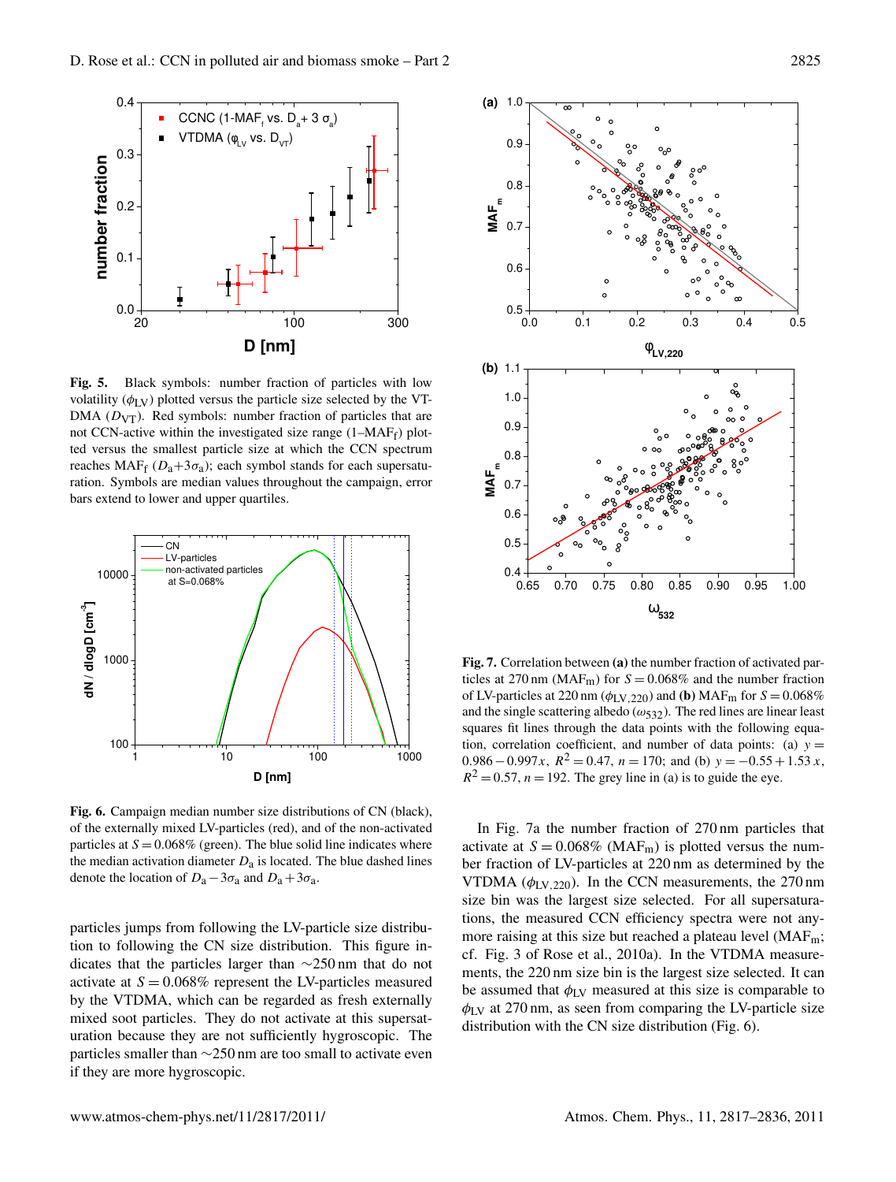**Fig. 5.** Black symbols: number fraction of particles with low volatility ($\phi_{LV}$) plotted versus the particle size selected by the VTDMA ($D_{VT}$). Red symbols: number fraction of particles that are not CCN-active within the investigated size range (1–$MAF_f$) plotted versus the smallest particle size at which the CCN spectrum reaches $MAF_f$ ($D_a+3\sigma_a$); each symbol stands for each supersaturation. Symbols are median values throughout the campaign, error bars extend to lower and upper quartiles.

**Fig. 6.** Campaign median number size distributions of CN (black), of the externally mixed LV-particles (red), and of the non-activated particles at $S=0.068\%$ (green). The blue solid line indicates where the median activation diameter $D_a$ is located. The blue dashed lines denote the location of $D_a-3\sigma_a$ and $D_a+3\sigma_a$.

particles jumps from following the LV-particle size distribution to following the CN size distribution. This figure indicates that the particles larger than ~250 nm that do not activate at $S=0.068\%$ represent the LV-particles measured by the VTDMA, which can be regarded as fresh externally mixed soot particles. They do not activate at this supersaturation because they are not sufficiently hygroscopic. The particles smaller than ~250 nm are too small to activate even if they are more hygroscopic.

**Fig. 7.** Correlation between **(a)** the number fraction of activated particles at 270 nm ($MAF_m$) for $S=0.068\%$ and the number fraction of LV-particles at 220 nm ($\phi_{LV,220}$) and **(b)** $MAF_m$ for $S=0.068\%$ and the single scattering albedo ($\omega_{532}$). The red lines are linear least squares fit lines through the data points with the following equation, correlation coefficient, and number of data points: (a) $y=0.986-0.997x$, $R^2=0.47$, $n=170$; and (b) $y=-0.55+1.53\,x$, $R^2=0.57$, $n=192$. The grey line in (a) is to guide the eye.

In Fig. 7a the number fraction of 270 nm particles that activate at $S=0.068\%$ ($MAF_m$) is plotted versus the number fraction of LV-particles at 220 nm as determined by the VTDMA ($\phi_{LV,220}$). In the CCN measurements, the 270 nm size bin was the largest size selected. For all supersaturations, the measured CCN efficiency spectra were not anymore raising at this size but reached a plateau level ($MAF_m$; cf. Fig. 3 of Rose et al., 2010a). In the VTDMA measurements, the 220 nm size bin is the largest size selected. It can be assumed that $\phi_{LV}$ measured at this size is comparable to $\phi_{LV}$ at 270 nm, as seen from comparing the LV-particle size distribution with the CN size distribution (Fig. 6).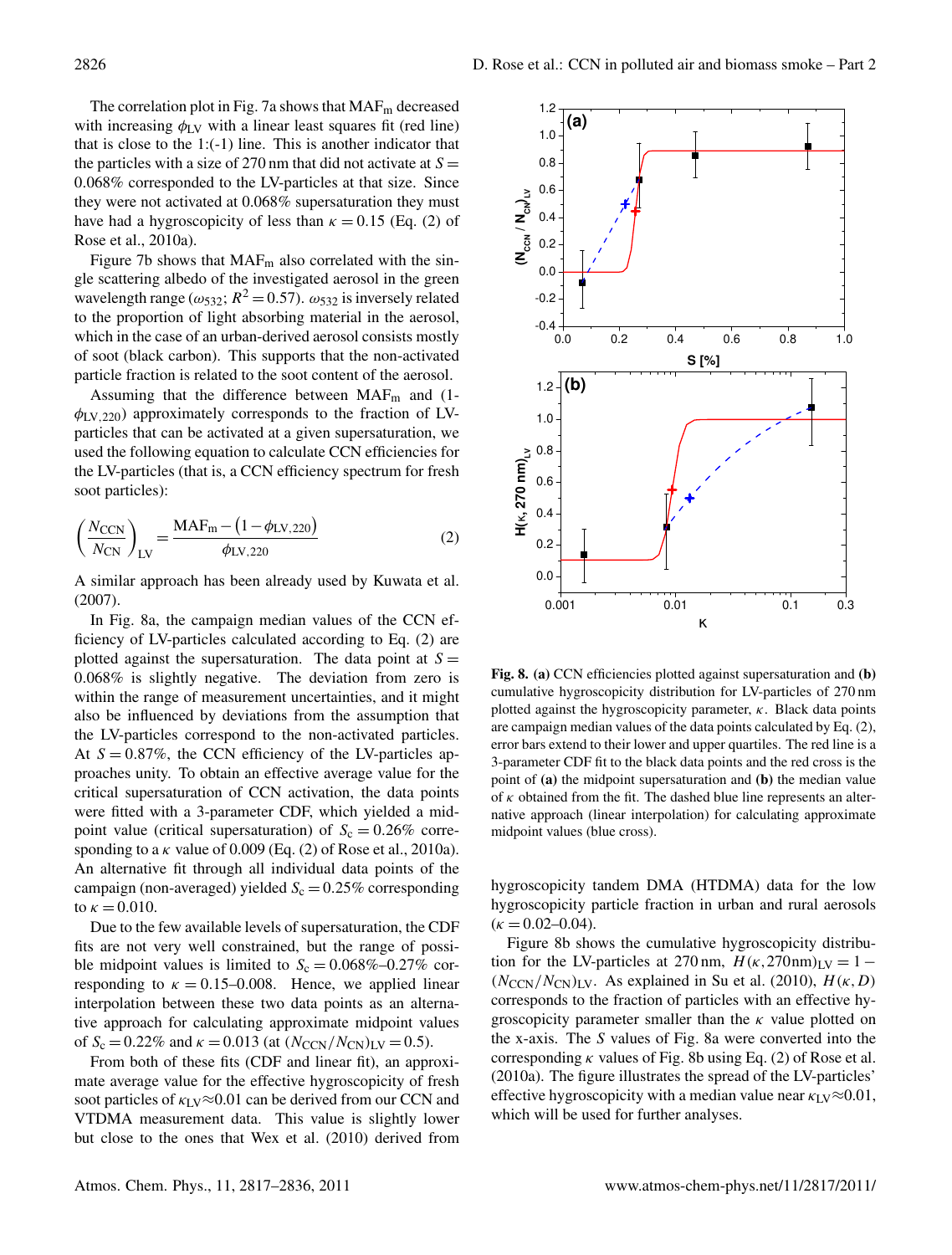The correlation plot in Fig. 7a shows that $MAF_m$ decreased with increasing $\phi_{LV}$ with a linear least squares fit (red line) that is close to the 1:(-1) line. This is another indicator that the particles with a size of 270 nm that did not activate at $S = 0.068\%$ corresponded to the LV-particles at that size. Since they were not activated at 0.068% supersaturation they must have had a hygroscopicity of less than $\kappa = 0.15$ (Eq. (2) of Rose et al., 2010a).

Figure 7b shows that $MAF_m$ also correlated with the single scattering albedo of the investigated aerosol in the green wavelength range ($\omega_{532}$; $R^2 = 0.57$). $\omega_{532}$ is inversely related to the proportion of light absorbing material in the aerosol, which in the case of an urban-derived aerosol consists mostly of soot (black carbon). This supports that the non-activated particle fraction is related to the soot content of the aerosol.

Assuming that the difference between $MAF_m$ and (1-$\phi_{LV,220}$) approximately corresponds to the fraction of LV-particles that can be activated at a given supersaturation, we used the following equation to calculate CCN efficiencies for the LV-particles (that is, a CCN efficiency spectrum for fresh soot particles):

$$\left(\frac{N_{CCN}}{N_{CN}}\right)_{LV} = \frac{MAF_m - (1 - \phi_{LV,220})}{\phi_{LV,220}} \quad (2)$$

A similar approach has been already used by Kuwata et al. (2007).

In Fig. 8a, the campaign median values of the CCN efficiency of LV-particles calculated according to Eq. (2) are plotted against the supersaturation. The data point at $S = 0.068\%$ is slightly negative. The deviation from zero is within the range of measurement uncertainties, and it might also be influenced by deviations from the assumption that the LV-particles correspond to the non-activated particles. At $S = 0.87\%$, the CCN efficiency of the LV-particles approaches unity. To obtain an effective average value for the critical supersaturation of CCN activation, the data points were fitted with a 3-parameter CDF, which yielded a midpoint value (critical supersaturation) of $S_c = 0.26\%$ corresponding to a $\kappa$ value of 0.009 (Eq. (2) of Rose et al., 2010a). An alternative fit through all individual data points of the campaign (non-averaged) yielded $S_c = 0.25\%$ corresponding to $\kappa = 0.010$.

Due to the few available levels of supersaturation, the CDF fits are not very well constrained, but the range of possible midpoint values is limited to $S_c = 0.068\%$–$0.27\%$ corresponding to $\kappa = 0.15$–$0.008$. Hence, we applied linear interpolation between these two data points as an alternative approach for calculating approximate midpoint values of $S_c = 0.22\%$ and $\kappa = 0.013$ (at $(N_{CCN}/N_{CN})_{LV} = 0.5$).

From both of these fits (CDF and linear fit), an approximate average value for the effective hygroscopicity of fresh soot particles of $\kappa_{LV} \approx 0.01$ can be derived from our CCN and VTDMA measurement data. This value is slightly lower but close to the ones that Wex et al. (2010) derived from hygroscopicity tandem DMA (HTDMA) data for the low hygroscopicity particle fraction in urban and rural aerosols ($\kappa = 0.02$–$0.04$).

Figure 8b shows the cumulative hygroscopicity distribution for the LV-particles at 270 nm, $H(\kappa, 270\text{nm})_{LV} = 1 - (N_{CCN}/N_{CN})_{LV}$. As explained in Su et al. (2010), $H(\kappa, D)$ corresponds to the fraction of particles with an effective hygroscopicity parameter smaller than the $\kappa$ value plotted on the x-axis. The $S$ values of Fig. 8a were converted into the corresponding $\kappa$ values of Fig. 8b using Eq. (2) of Rose et al. (2010a). The figure illustrates the spread of the LV-particles' effective hygroscopicity with a median value near $\kappa_{LV} \approx 0.01$, which will be used for further analyses.

**Fig. 8.** **(a)** CCN efficiencies plotted against supersaturation and **(b)** cumulative hygroscopicity distribution for LV-particles of 270 nm plotted against the hygroscopicity parameter, $\kappa$. Black data points are campaign median values of the data points calculated by Eq. (2), error bars extend to their lower and upper quartiles. The red line is a 3-parameter CDF fit to the black data points and the red cross is the point of **(a)** the midpoint supersaturation and **(b)** the median value of $\kappa$ obtained from the fit. The dashed blue line represents an alternative approach (linear interpolation) for calculating approximate midpoint values (blue cross).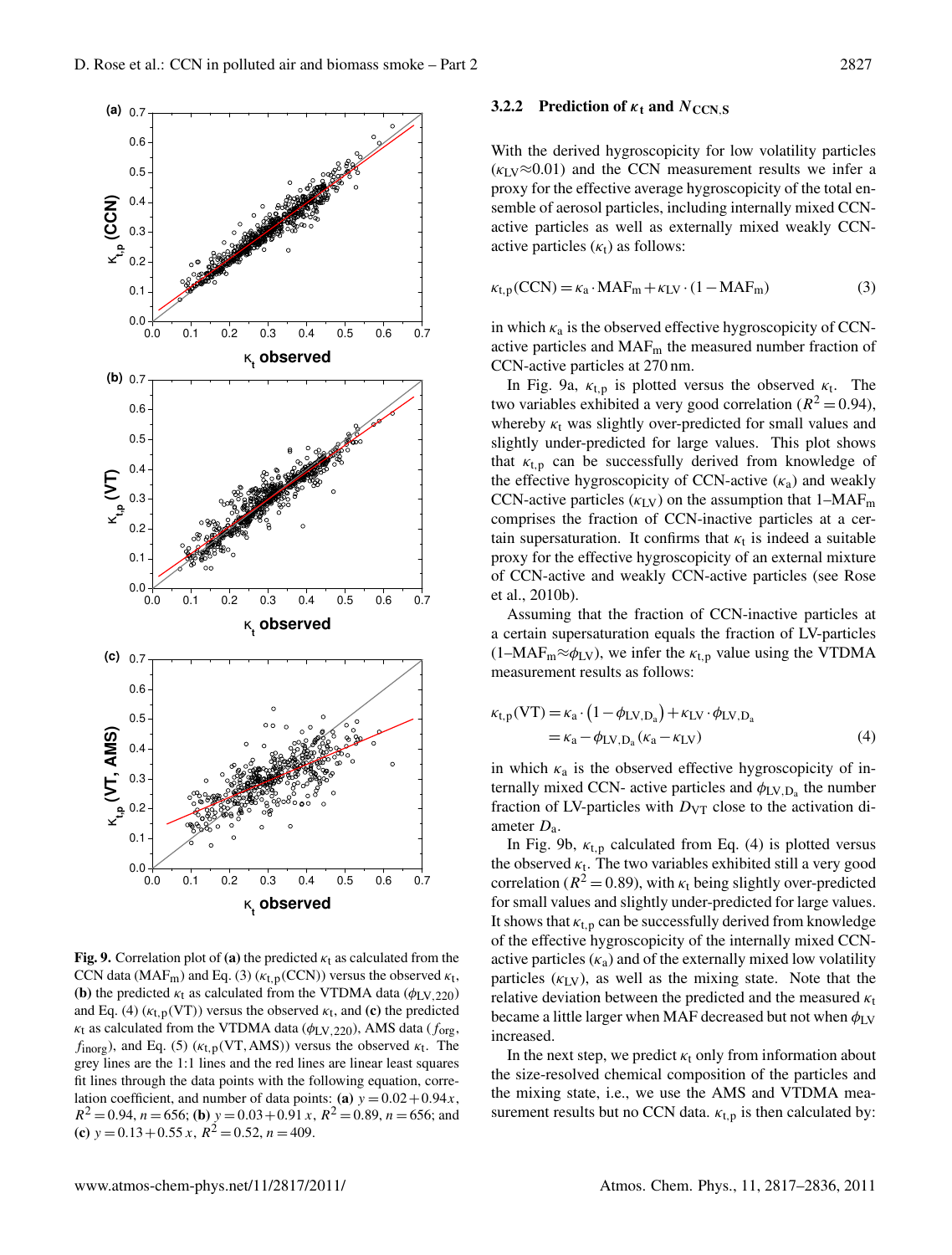Fig. 9. Correlation plot of **(a)** the predicted $\kappa_t$ as calculated from the CCN data ($MAF_m$) and Eq. (3) ($\kappa_{t,p}$(CCN)) versus the observed $\kappa_t$, **(b)** the predicted $\kappa_t$ as calculated from the VTDMA data ($\phi_{LV,220}$) and Eq. (4) ($\kappa_{t,p}$(VT)) versus the observed $\kappa_t$, and **(c)** the predicted $\kappa_t$ as calculated from the VTDMA data ($\phi_{LV,220}$), AMS data ($f_{org}$, $f_{inorg}$), and Eq. (5) ($\kappa_{t,p}$(VT, AMS)) versus the observed $\kappa_t$. The grey lines are the 1:1 lines and the red lines are linear least squares fit lines through the data points with the following equation, correlation coefficient, and number of data points: **(a)** $y = 0.02 + 0.94x$, $R^2 = 0.94$, $n = 656$; **(b)** $y = 0.03 + 0.91\,x$, $R^2 = 0.89$, $n = 656$; and **(c)** $y = 0.13 + 0.55\,x$, $R^2 = 0.52$, $n = 409$.

### 3.2.2 Prediction of $\kappa_t$ and $N_{CCN,S}$

With the derived hygroscopicity for low volatility particles ($\kappa_{LV} \approx 0.01$) and the CCN measurement results we infer a proxy for the effective average hygroscopicity of the total ensemble of aerosol particles, including internally mixed CCN-active particles as well as externally mixed weakly CCN-active particles ($\kappa_t$) as follows:

$$\kappa_{t,p}(\mathrm{CCN}) = \kappa_a \cdot \mathrm{MAF_m} + \kappa_{LV} \cdot (1 - \mathrm{MAF_m}) \tag{3}$$

in which $\kappa_a$ is the observed effective hygroscopicity of CCN-active particles and $MAF_m$ the measured number fraction of CCN-active particles at 270 nm.

In Fig. 9a, $\kappa_{t,p}$ is plotted versus the observed $\kappa_t$. The two variables exhibited a very good correlation ($R^2 = 0.94$), whereby $\kappa_t$ was slightly over-predicted for small values and slightly under-predicted for large values. This plot shows that $\kappa_{t,p}$ can be successfully derived from knowledge of the effective hygroscopicity of CCN-active ($\kappa_a$) and weakly CCN-active particles ($\kappa_{LV}$) on the assumption that 1–$MAF_m$ comprises the fraction of CCN-inactive particles at a certain supersaturation. It confirms that $\kappa_t$ is indeed a suitable proxy for the effective hygroscopicity of an external mixture of CCN-active and weakly CCN-active particles (see Rose et al., 2010b).

Assuming that the fraction of CCN-inactive particles at a certain supersaturation equals the fraction of LV-particles (1–$MAF_m \approx \phi_{LV}$), we infer the $\kappa_{t,p}$ value using the VTDMA measurement results as follows:

$$\begin{aligned}\kappa_{t,p}(\mathrm{VT}) &= \kappa_a \cdot \left(1 - \phi_{LV,D_a}\right) + \kappa_{LV} \cdot \phi_{LV,D_a} \\ &= \kappa_a - \phi_{LV,D_a}(\kappa_a - \kappa_{LV})\end{aligned} \tag{4}$$

in which $\kappa_a$ is the observed effective hygroscopicity of internally mixed CCN- active particles and $\phi_{LV,D_a}$ the number fraction of LV-particles with $D_{VT}$ close to the activation diameter $D_a$.

In Fig. 9b, $\kappa_{t,p}$ calculated from Eq. (4) is plotted versus the observed $\kappa_t$. The two variables exhibited still a very good correlation ($R^2 = 0.89$), with $\kappa_t$ being slightly over-predicted for small values and slightly under-predicted for large values. It shows that $\kappa_{t,p}$ can be successfully derived from knowledge of the effective hygroscopicity of the internally mixed CCN-active particles ($\kappa_a$) and of the externally mixed low volatility particles ($\kappa_{LV}$), as well as the mixing state. Note that the relative deviation between the predicted and the measured $\kappa_t$ became a little larger when MAF decreased but not when $\phi_{LV}$ increased.

In the next step, we predict $\kappa_t$ only from information about the size-resolved chemical composition of the particles and the mixing state, i.e., we use the AMS and VTDMA measurement results but no CCN data. $\kappa_{t,p}$ is then calculated by: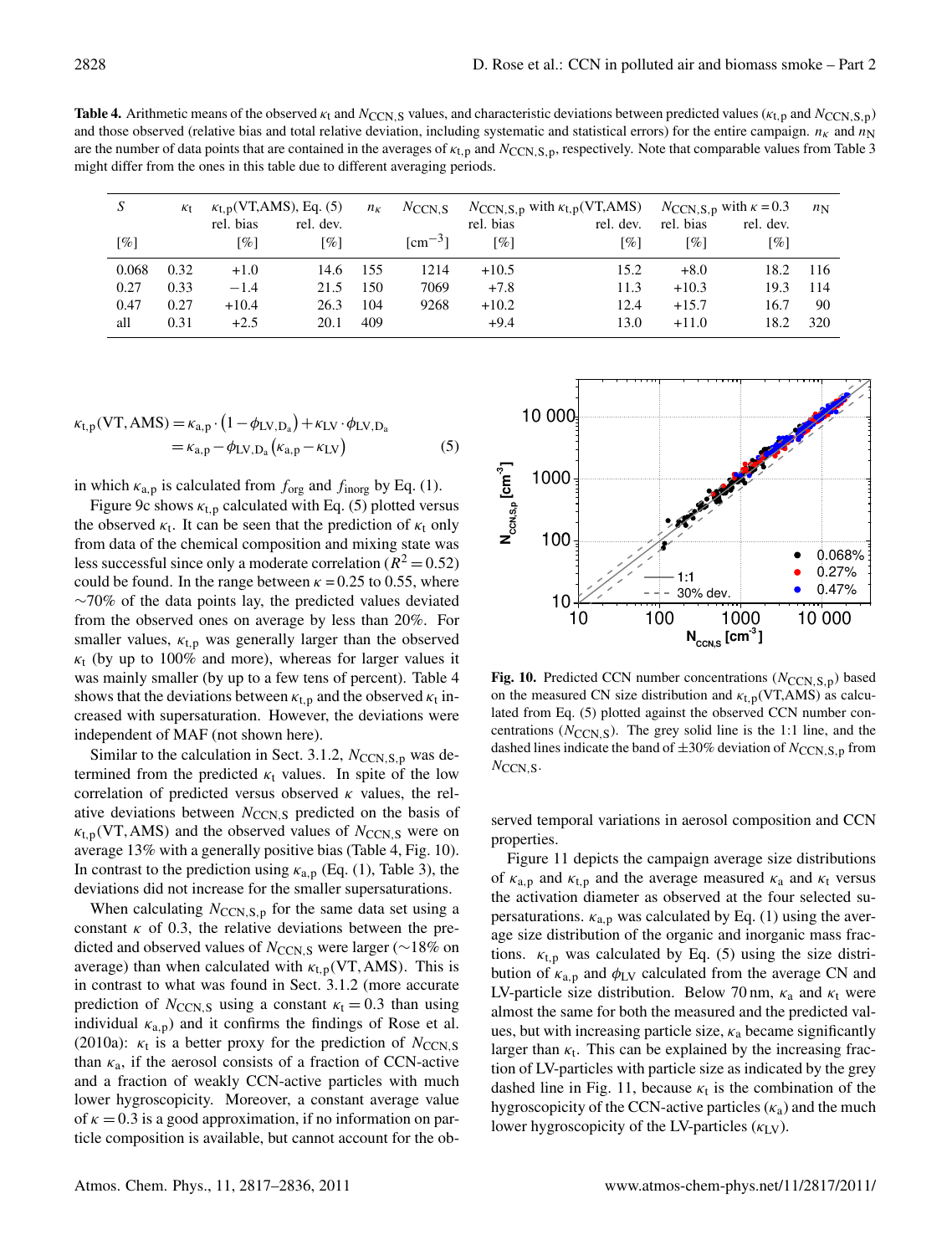**Table 4.** Arithmetic means of the observed $\kappa_t$ and $N_{CCN,S}$ values, and characteristic deviations between predicted values ($\kappa_{t,p}$ and $N_{CCN,S,p}$) and those observed (relative bias and total relative deviation, including systematic and statistical errors) for the entire campaign. $n_\kappa$ and $n_N$ are the number of data points that are contained in the averages of $\kappa_{t,p}$ and $N_{CCN,S,p}$, respectively. Note that comparable values from Table 3 might differ from the ones in this table due to different averaging periods.

| $S$ | $\kappa_t$ | $\kappa_{t,p}$(VT,AMS), Eq. (5) | | $n_\kappa$ | $N_{CCN,S}$ | $N_{CCN,S,p}$ with $\kappa_{t,p}$(VT,AMS) | | $N_{CCN,S,p}$ with $\kappa=0.3$ | | $n_N$ |
|---|---|---|---|---|---|---|---|---|---|---|
| | | rel. bias | rel. dev. | | | rel. bias | rel. dev. | rel. bias | rel. dev. | |
| [%] | | [%] | [%] | | [cm$^{-3}$] | [%] | [%] | [%] | [%] | |
| 0.068 | 0.32 | +1.0 | 14.6 | 155 | 1214 | +10.5 | 15.2 | +8.0 | 18.2 | 116 |
| 0.27 | 0.33 | −1.4 | 21.5 | 150 | 7069 | +7.8 | 11.3 | +10.3 | 19.3 | 114 |
| 0.47 | 0.27 | +10.4 | 26.3 | 104 | 9268 | +10.2 | 12.4 | +15.7 | 16.7 | 90 |
| all | 0.31 | +2.5 | 20.1 | 409 | | +9.4 | 13.0 | +11.0 | 18.2 | 320 |

$$\kappa_{t,p}(\text{VT,AMS}) = \kappa_{a,p} \cdot \left(1 - \phi_{LV,D_a}\right) + \kappa_{LV} \cdot \phi_{LV,D_a}$$
$$= \kappa_{a,p} - \phi_{LV,D_a}\left(\kappa_{a,p} - \kappa_{LV}\right) \quad (5)$$

in which $\kappa_{a,p}$ is calculated from $f_{org}$ and $f_{inorg}$ by Eq. (1).

Figure 9c shows $\kappa_{t,p}$ calculated with Eq. (5) plotted versus the observed $\kappa_t$. It can be seen that the prediction of $\kappa_t$ only from data of the chemical composition and mixing state was less successful since only a moderate correlation ($R^2 = 0.52$) could be found. In the range between $\kappa = 0.25$ to 0.55, where ~70% of the data points lay, the predicted values deviated from the observed ones on average by less than 20%. For smaller values, $\kappa_{t,p}$ was generally larger than the observed $\kappa_t$ (by up to 100% and more), whereas for larger values it was mainly smaller (by up to a few tens of percent). Table 4 shows that the deviations between $\kappa_{t,p}$ and the observed $\kappa_t$ increased with supersaturation. However, the deviations were independent of MAF (not shown here).

Similar to the calculation in Sect. 3.1.2, $N_{CCN,S,p}$ was determined from the predicted $\kappa_t$ values. In spite of the low correlation of predicted versus observed $\kappa$ values, the relative deviations between $N_{CCN,S}$ predicted on the basis of $\kappa_{t,p}$(VT,AMS) and the observed values of $N_{CCN,S}$ were on average 13% with a generally positive bias (Table 4, Fig. 10). In contrast to the prediction using $\kappa_{a,p}$ (Eq. (1), Table 3), the deviations did not increase for the smaller supersaturations.

When calculating $N_{CCN,S,p}$ for the same data set using a constant $\kappa$ of 0.3, the relative deviations between the predicted and observed values of $N_{CCN,S}$ were larger (~18% on average) than when calculated with $\kappa_{t,p}$(VT,AMS). This is in contrast to what was found in Sect. 3.1.2 (more accurate prediction of $N_{CCN,S}$ using a constant $\kappa_t = 0.3$ than using individual $\kappa_{a,p}$) and it confirms the findings of Rose et al. (2010a): $\kappa_t$ is a better proxy for the prediction of $N_{CCN,S}$ than $\kappa_a$, if the aerosol consists of a fraction of CCN-active and a fraction of weakly CCN-active particles with much lower hygroscopicity. Moreover, a constant average value of $\kappa = 0.3$ is a good approximation, if no information on particle composition is available, but cannot account for the observed temporal variations in aerosol composition and CCN properties.

**Fig. 10.** Predicted CCN number concentrations ($N_{CCN,S,p}$) based on the measured CN size distribution and $\kappa_{t,p}$(VT,AMS) as calculated from Eq. (5) plotted against the observed CCN number concentrations ($N_{CCN,S}$). The grey solid line is the 1:1 line, and the dashed lines indicate the band of ±30% deviation of $N_{CCN,S,p}$ from $N_{CCN,S}$.

Figure 11 depicts the campaign average size distributions of $\kappa_{a,p}$ and $\kappa_{t,p}$ and the average measured $\kappa_a$ and $\kappa_t$ versus the activation diameter as observed at the four selected supersaturations. $\kappa_{a,p}$ was calculated by Eq. (1) using the average size distribution of the organic and inorganic mass fractions. $\kappa_{t,p}$ was calculated by Eq. (5) using the size distribution of $\kappa_{a,p}$ and $\phi_{LV}$ calculated from the average CN and LV-particle size distribution. Below 70 nm, $\kappa_a$ and $\kappa_t$ were almost the same for both the measured and the predicted values, but with increasing particle size, $\kappa_a$ became significantly larger than $\kappa_t$. This can be explained by the increasing fraction of LV-particles with particle size as indicated by the grey dashed line in Fig. 11, because $\kappa_t$ is the combination of the hygroscopicity of the CCN-active particles ($\kappa_a$) and the much lower hygroscopicity of the LV-particles ($\kappa_{LV}$).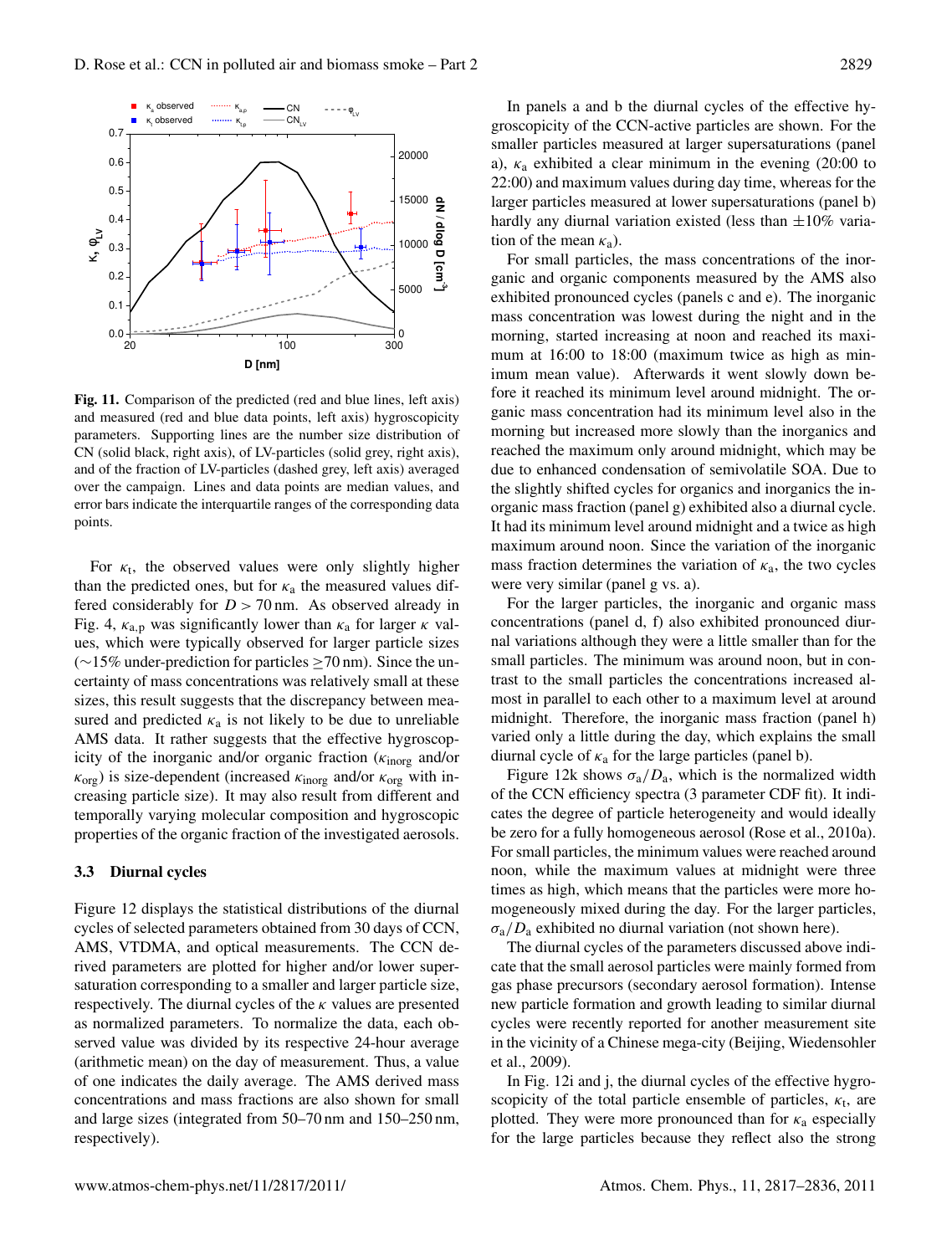**Fig. 11.** Comparison of the predicted (red and blue lines, left axis) and measured (red and blue data points, left axis) hygroscopicity parameters. Supporting lines are the number size distribution of CN (solid black, right axis), of LV-particles (solid grey, right axis), and of the fraction of LV-particles (dashed grey, left axis) averaged over the campaign. Lines and data points are median values, and error bars indicate the interquartile ranges of the corresponding data points.

For $\kappa_t$, the observed values were only slightly higher than the predicted ones, but for $\kappa_a$ the measured values differed considerably for $D > 70$ nm. As observed already in Fig. 4, $\kappa_{a,p}$ was significantly lower than $\kappa_a$ for larger $\kappa$ values, which were typically observed for larger particle sizes (~15% under-prediction for particles $\geq$70 nm). Since the uncertainty of mass concentrations was relatively small at these sizes, this result suggests that the discrepancy between measured and predicted $\kappa_a$ is not likely to be due to unreliable AMS data. It rather suggests that the effective hygroscopicity of the inorganic and/or organic fraction ($\kappa_{inorg}$ and/or $\kappa_{org}$) is size-dependent (increased $\kappa_{inorg}$ and/or $\kappa_{org}$ with increasing particle size). It may also result from different and temporally varying molecular composition and hygroscopic properties of the organic fraction of the investigated aerosols.

### 3.3 Diurnal cycles

Figure 12 displays the statistical distributions of the diurnal cycles of selected parameters obtained from 30 days of CCN, AMS, VTDMA, and optical measurements. The CCN derived parameters are plotted for higher and/or lower supersaturation corresponding to a smaller and larger particle size, respectively. The diurnal cycles of the $\kappa$ values are presented as normalized parameters. To normalize the data, each observed value was divided by its respective 24-hour average (arithmetic mean) on the day of measurement. Thus, a value of one indicates the daily average. The AMS derived mass concentrations and mass fractions are also shown for small and large sizes (integrated from 50–70 nm and 150–250 nm, respectively).

In panels a and b the diurnal cycles of the effective hygroscopicity of the CCN-active particles are shown. For the smaller particles measured at larger supersaturations (panel a), $\kappa_a$ exhibited a clear minimum in the evening (20:00 to 22:00) and maximum values during day time, whereas for the larger particles measured at lower supersaturations (panel b) hardly any diurnal variation existed (less than $\pm$10% variation of the mean $\kappa_a$).

For small particles, the mass concentrations of the inorganic and organic components measured by the AMS also exhibited pronounced cycles (panels c and e). The inorganic mass concentration was lowest during the night and in the morning, started increasing at noon and reached its maximum at 16:00 to 18:00 (maximum twice as high as minimum mean value). Afterwards it went slowly down before it reached its minimum level around midnight. The organic mass concentration had its minimum level also in the morning but increased more slowly than the inorganics and reached the maximum only around midnight, which may be due to enhanced condensation of semivolatile SOA. Due to the slightly shifted cycles for organics and inorganics the inorganic mass fraction (panel g) exhibited also a diurnal cycle. It had its minimum level around midnight and a twice as high maximum around noon. Since the variation of the inorganic mass fraction determines the variation of $\kappa_a$, the two cycles were very similar (panel g vs. a).

For the larger particles, the inorganic and organic mass concentrations (panel d, f) also exhibited pronounced diurnal variations although they were a little smaller than for the small particles. The minimum was around noon, but in contrast to the small particles the concentrations increased almost in parallel to each other to a maximum level at around midnight. Therefore, the inorganic mass fraction (panel h) varied only a little during the day, which explains the small diurnal cycle of $\kappa_a$ for the large particles (panel b).

Figure 12k shows $\sigma_a/D_a$, which is the normalized width of the CCN efficiency spectra (3 parameter CDF fit). It indicates the degree of particle heterogeneity and would ideally be zero for a fully homogeneous aerosol (Rose et al., 2010a). For small particles, the minimum values were reached around noon, while the maximum values at midnight were three times as high, which means that the particles were more homogeneously mixed during the day. For the larger particles, $\sigma_a/D_a$ exhibited no diurnal variation (not shown here).

The diurnal cycles of the parameters discussed above indicate that the small aerosol particles were mainly formed from gas phase precursors (secondary aerosol formation). Intense new particle formation and growth leading to similar diurnal cycles were recently reported for another measurement site in the vicinity of a Chinese mega-city (Beijing, Wiedensohler et al., 2009).

In Fig. 12i and j, the diurnal cycles of the effective hygroscopicity of the total particle ensemble of particles, $\kappa_t$, are plotted. They were more pronounced than for $\kappa_a$ especially for the large particles because they reflect also the strong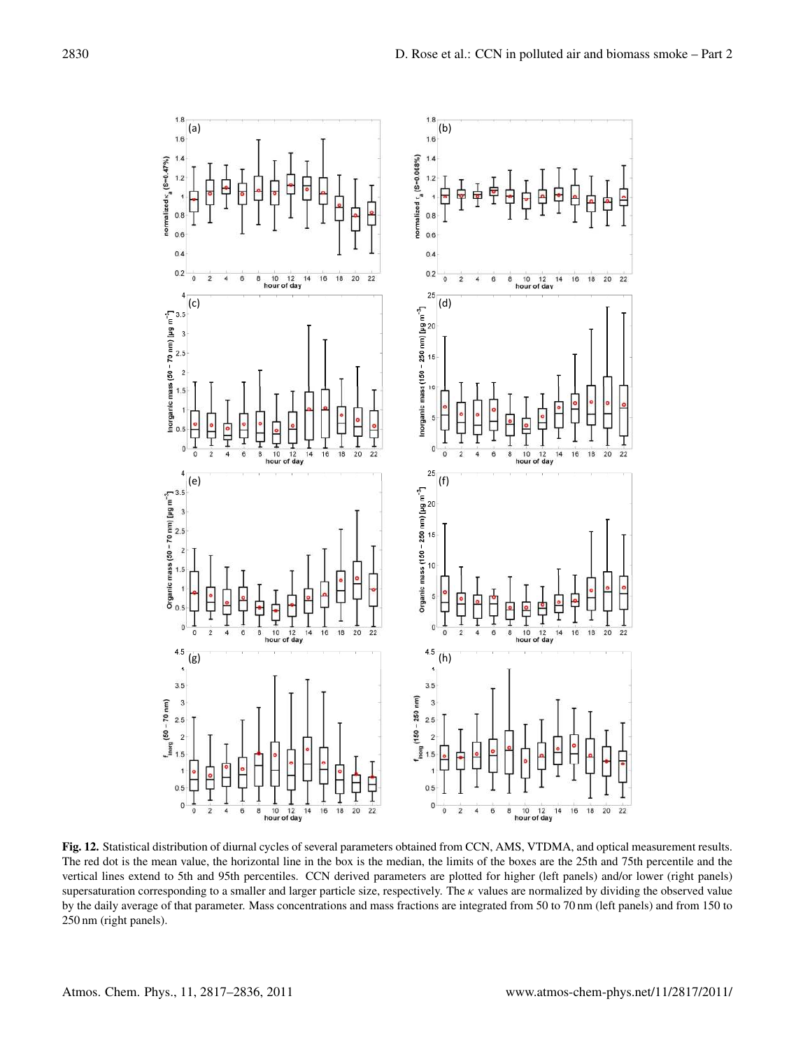**Fig. 12.** Statistical distribution of diurnal cycles of several parameters obtained from CCN, AMS, VTDMA, and optical measurement results. The red dot is the mean value, the horizontal line in the box is the median, the limits of the boxes are the 25th and 75th percentile and the vertical lines extend to 5th and 95th percentiles. CCN derived parameters are plotted for higher (left panels) and/or lower (right panels) supersaturation corresponding to a smaller and larger particle size, respectively. The $\kappa$ values are normalized by dividing the observed value by the daily average of that parameter. Mass concentrations and mass fractions are integrated from 50 to 70 nm (left panels) and from 150 to 250 nm (right panels).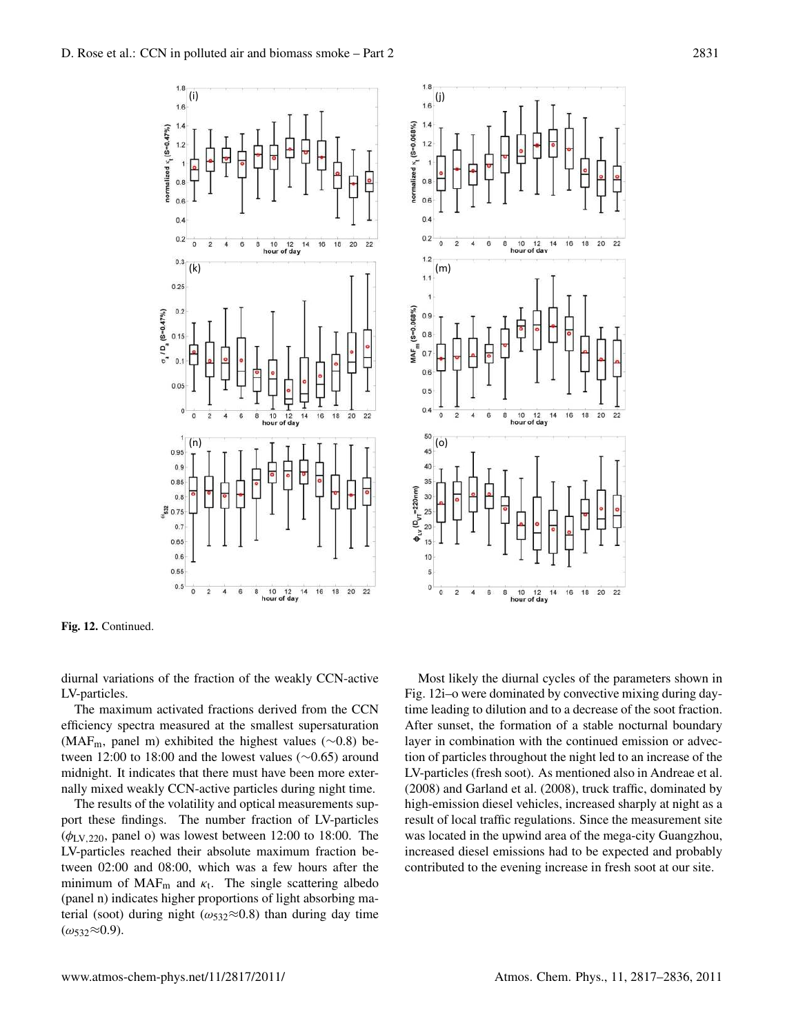Fig. 12. Continued.

diurnal variations of the fraction of the weakly CCN-active LV-particles.

The maximum activated fractions derived from the CCN efficiency spectra measured at the smallest supersaturation ($MAF_m$, panel m) exhibited the highest values (∼0.8) between 12:00 to 18:00 and the lowest values (∼0.65) around midnight. It indicates that there must have been more externally mixed weakly CCN-active particles during night time.

The results of the volatility and optical measurements support these findings. The number fraction of LV-particles ($\phi_{LV,220}$, panel o) was lowest between 12:00 to 18:00. The LV-particles reached their absolute maximum fraction between 02:00 and 08:00, which was a few hours after the minimum of $MAF_m$ and $\kappa_t$. The single scattering albedo (panel n) indicates higher proportions of light absorbing material (soot) during night ($\omega_{532}\approx 0.8$) than during day time ($\omega_{532}\approx 0.9$).

Most likely the diurnal cycles of the parameters shown in Fig. 12i–o were dominated by convective mixing during daytime leading to dilution and to a decrease of the soot fraction. After sunset, the formation of a stable nocturnal boundary layer in combination with the continued emission or advection of particles throughout the night led to an increase of the LV-particles (fresh soot). As mentioned also in Andreae et al. (2008) and Garland et al. (2008), truck traffic, dominated by high-emission diesel vehicles, increased sharply at night as a result of local traffic regulations. Since the measurement site was located in the upwind area of the mega-city Guangzhou, increased diesel emissions had to be expected and probably contributed to the evening increase in fresh soot at our site.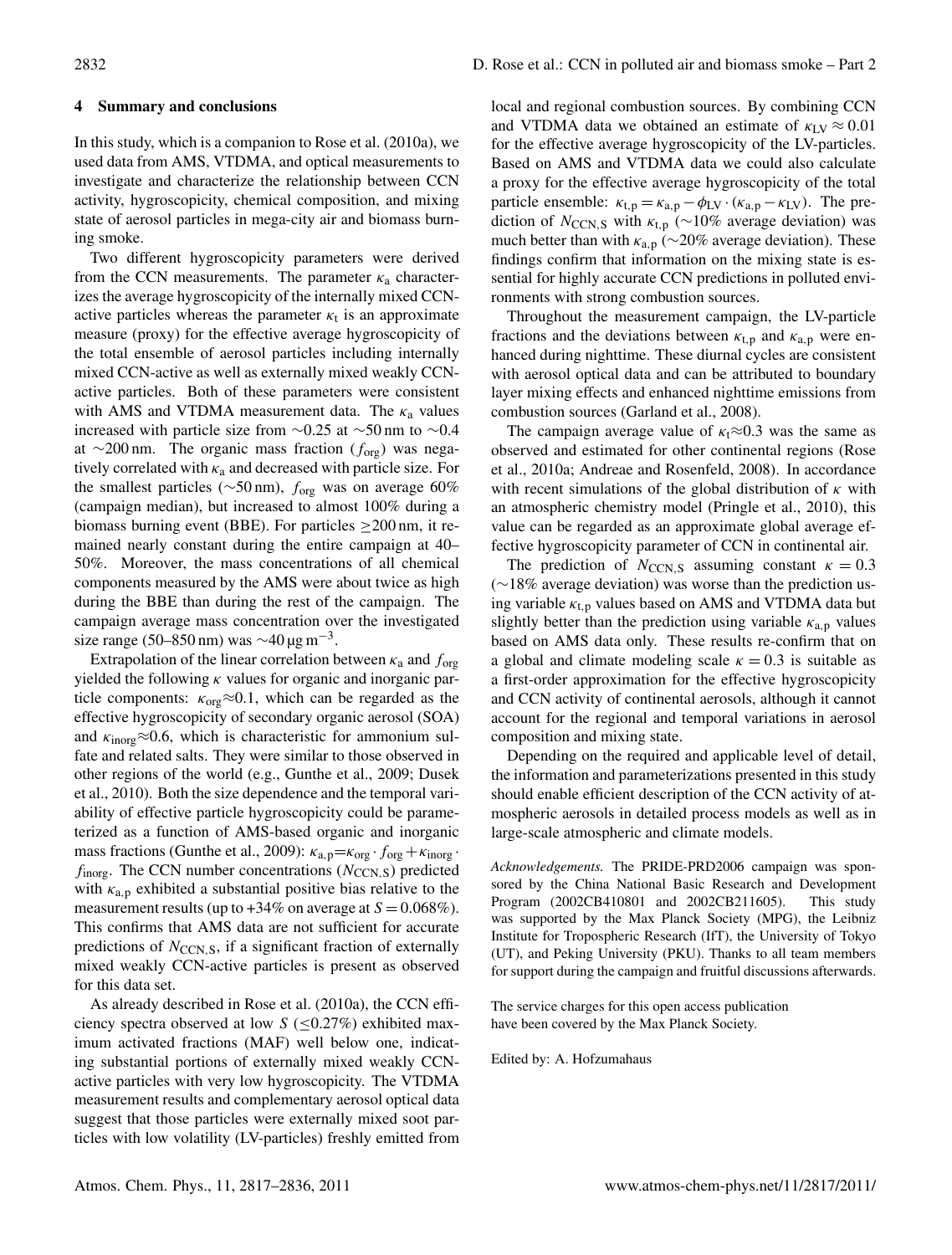## 4 Summary and conclusions

In this study, which is a companion to Rose et al. (2010a), we used data from AMS, VTDMA, and optical measurements to investigate and characterize the relationship between CCN activity, hygroscopicity, chemical composition, and mixing state of aerosol particles in mega-city air and biomass burning smoke.

Two different hygroscopicity parameters were derived from the CCN measurements. The parameter $\kappa_a$ characterizes the average hygroscopicity of the internally mixed CCN-active particles whereas the parameter $\kappa_t$ is an approximate measure (proxy) for the effective average hygroscopicity of the total ensemble of aerosol particles including internally mixed CCN-active as well as externally mixed weakly CCN-active particles. Both of these parameters were consistent with AMS and VTDMA measurement data. The $\kappa_a$ values increased with particle size from $\sim$0.25 at $\sim$50 nm to $\sim$0.4 at $\sim$200 nm. The organic mass fraction ($f_{org}$) was negatively correlated with $\kappa_a$ and decreased with particle size. For the smallest particles ($\sim$50 nm), $f_{org}$ was on average 60% (campaign median), but increased to almost 100% during a biomass burning event (BBE). For particles $\geq$200 nm, it remained nearly constant during the entire campaign at 40–50%. Moreover, the mass concentrations of all chemical components measured by the AMS were about twice as high during the BBE than during the rest of the campaign. The campaign average mass concentration over the investigated size range (50–850 nm) was $\sim$40 μg m$^{-3}$.

Extrapolation of the linear correlation between $\kappa_a$ and $f_{org}$ yielded the following $\kappa$ values for organic and inorganic particle components: $\kappa_{org}\approx0.1$, which can be regarded as the effective hygroscopicity of secondary organic aerosol (SOA) and $\kappa_{inorg}\approx0.6$, which is characteristic for ammonium sulfate and related salts. They were similar to those observed in other regions of the world (e.g., Gunthe et al., 2009; Dusek et al., 2010). Both the size dependence and the temporal variability of effective particle hygroscopicity could be parameterized as a function of AMS-based organic and inorganic mass fractions (Gunthe et al., 2009): $\kappa_{a,p}=\kappa_{org}\cdot f_{org}+\kappa_{inorg}\cdot f_{inorg}$. The CCN number concentrations ($N_{CCN,S}$) predicted with $\kappa_{a,p}$ exhibited a substantial positive bias relative to the measurement results (up to +34% on average at $S=0.068\%$). This confirms that AMS data are not sufficient for accurate predictions of $N_{CCN,S}$, if a significant fraction of externally mixed weakly CCN-active particles is present as observed for this data set.

As already described in Rose et al. (2010a), the CCN efficiency spectra observed at low $S$ ($\leq$0.27%) exhibited maximum activated fractions (MAF) well below one, indicating substantial portions of externally mixed weakly CCN-active particles with very low hygroscopicity. The VTDMA measurement results and complementary aerosol optical data suggest that those particles were externally mixed soot particles with low volatility (LV-particles) freshly emitted from local and regional combustion sources. By combining CCN and VTDMA data we obtained an estimate of $\kappa_{LV}\approx0.01$ for the effective average hygroscopicity of the LV-particles. Based on AMS and VTDMA data we could also calculate a proxy for the effective average hygroscopicity of the total particle ensemble: $\kappa_{t,p}=\kappa_{a,p}-\phi_{LV}\cdot(\kappa_{a,p}-\kappa_{LV})$. The prediction of $N_{CCN,S}$ with $\kappa_{t,p}$ ($\sim$10% average deviation) was much better than with $\kappa_{a,p}$ ($\sim$20% average deviation). These findings confirm that information on the mixing state is essential for highly accurate CCN predictions in polluted environments with strong combustion sources.

Throughout the measurement campaign, the LV-particle fractions and the deviations between $\kappa_{t,p}$ and $\kappa_{a,p}$ were enhanced during nighttime. These diurnal cycles are consistent with aerosol optical data and can be attributed to boundary layer mixing effects and enhanced nighttime emissions from combustion sources (Garland et al., 2008).

The campaign average value of $\kappa_t\approx0.3$ was the same as observed and estimated for other continental regions (Rose et al., 2010a; Andreae and Rosenfeld, 2008). In accordance with recent simulations of the global distribution of $\kappa$ with an atmospheric chemistry model (Pringle et al., 2010), this value can be regarded as an approximate global average effective hygroscopicity parameter of CCN in continental air.

The prediction of $N_{CCN,S}$ assuming constant $\kappa=0.3$ ($\sim$18% average deviation) was worse than the prediction using variable $\kappa_{t,p}$ values based on AMS and VTDMA data but slightly better than the prediction using variable $\kappa_{a,p}$ values based on AMS data only. These results re-confirm that on a global and climate modeling scale $\kappa=0.3$ is suitable as a first-order approximation for the effective hygroscopicity and CCN activity of continental aerosols, although it cannot account for the regional and temporal variations in aerosol composition and mixing state.

Depending on the required and applicable level of detail, the information and parameterizations presented in this study should enable efficient description of the CCN activity of atmospheric aerosols in detailed process models as well as in large-scale atmospheric and climate models.

*Acknowledgements.* The PRIDE-PRD2006 campaign was sponsored by the China National Basic Research and Development Program (2002CB410801 and 2002CB211605). This study was supported by the Max Planck Society (MPG), the Leibniz Institute for Tropospheric Research (IfT), the University of Tokyo (UT), and Peking University (PKU). Thanks to all team members for support during the campaign and fruitful discussions afterwards.

The service charges for this open access publication have been covered by the Max Planck Society.

Edited by: A. Hofzumahaus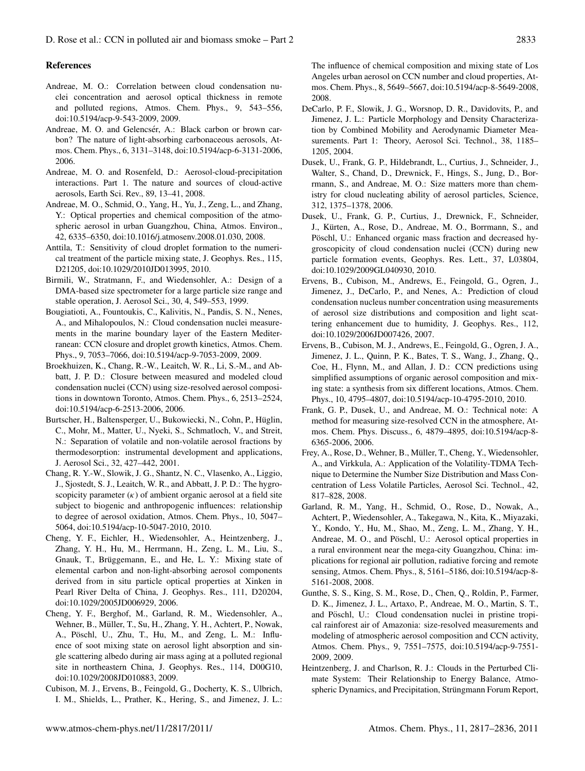## References

Andreae, M. O.: Correlation between cloud condensation nuclei concentration and aerosol optical thickness in remote and polluted regions, Atmos. Chem. Phys., 9, 543–556, doi:10.5194/acp-9-543-2009, 2009.

Andreae, M. O. and Gelencsér, A.: Black carbon or brown carbon? The nature of light-absorbing carbonaceous aerosols, Atmos. Chem. Phys., 6, 3131–3148, doi:10.5194/acp-6-3131-2006, 2006.

Andreae, M. O. and Rosenfeld, D.: Aerosol-cloud-precipitation interactions. Part 1. The nature and sources of cloud-active aerosols, Earth Sci. Rev., 89, 13–41, 2008.

Andreae, M. O., Schmid, O., Yang, H., Yu, J., Zeng, L., and Zhang, Y.: Optical properties and chemical composition of the atmospheric aerosol in urban Guangzhou, China, Atmos. Environ., 42, 6335–6350, doi:10.1016/j.atmosenv.2008.01.030, 2008.

Anttila, T.: Sensitivity of cloud droplet formation to the numerical treatment of the particle mixing state, J. Geophys. Res., 115, D21205, doi:10.1029/2010JD013995, 2010.

Birmili, W., Stratmann, F., and Wiedensohler, A.: Design of a DMA-based size spectrometer for a large particle size range and stable operation, J. Aerosol Sci., 30, 4, 549–553, 1999.

Bougiatioti, A., Fountoukis, C., Kalivitis, N., Pandis, S. N., Nenes, A., and Mihalopoulos, N.: Cloud condensation nuclei measurements in the marine boundary layer of the Eastern Mediterranean: CCN closure and droplet growth kinetics, Atmos. Chem. Phys., 9, 7053–7066, doi:10.5194/acp-9-7053-2009, 2009.

Broekhuizen, K., Chang, R.-W., Leaitch, W. R., Li, S.-M., and Abbatt, J. P. D.: Closure between measured and modeled cloud condensation nuclei (CCN) using size-resolved aerosol compositions in downtown Toronto, Atmos. Chem. Phys., 6, 2513–2524, doi:10.5194/acp-6-2513-2006, 2006.

Burtscher, H., Baltensperger, U., Bukowiecki, N., Cohn, P., Hüglin, C., Mohr, M., Matter, U., Nyeki, S., Schmatloch, V., and Streit, N.: Separation of volatile and non-volatile aerosol fractions by thermodesorption: instrumental development and applications, J. Aerosol Sci., 32, 427–442, 2001.

Chang, R. Y.-W., Slowik, J. G., Shantz, N. C., Vlasenko, A., Liggio, J., Sjostedt, S. J., Leaitch, W. R., and Abbatt, J. P. D.: The hygroscopicity parameter ($\kappa$) of ambient organic aerosol at a field site subject to biogenic and anthropogenic influences: relationship to degree of aerosol oxidation, Atmos. Chem. Phys., 10, 5047–5064, doi:10.5194/acp-10-5047-2010, 2010.

Cheng, Y. F., Eichler, H., Wiedensohler, A., Heintzenberg, J., Zhang, Y. H., Hu, M., Herrmann, H., Zeng, L. M., Liu, S., Gnauk, T., Brüggemann, E., and He, L. Y.: Mixing state of elemental carbon and non-light-absorbing aerosol components derived from in situ particle optical properties at Xinken in Pearl River Delta of China, J. Geophys. Res., 111, D20204, doi:10.1029/2005JD006929, 2006.

Cheng, Y. F., Berghof, M., Garland, R. M., Wiedensohler, A., Wehner, B., Müller, T., Su, H., Zhang, Y. H., Achtert, P., Nowak, A., Pöschl, U., Zhu, T., Hu, M., and Zeng, L. M.: Influence of soot mixing state on aerosol light absorption and single scattering albedo during air mass aging at a polluted regional site in northeastern China, J. Geophys. Res., 114, D00G10, doi:10.1029/2008JD010883, 2009.

Cubison, M. J., Ervens, B., Feingold, G., Docherty, K. S., Ulbrich, I. M., Shields, L., Prather, K., Hering, S., and Jimenez, J. L.: The influence of chemical composition and mixing state of Los Angeles urban aerosol on CCN number and cloud properties, Atmos. Chem. Phys., 8, 5649–5667, doi:10.5194/acp-8-5649-2008, 2008.

DeCarlo, P. F., Slowik, J. G., Worsnop, D. R., Davidovits, P., and Jimenez, J. L.: Particle Morphology and Density Characterization by Combined Mobility and Aerodynamic Diameter Measurements. Part 1: Theory, Aerosol Sci. Technol., 38, 1185–1205, 2004.

Dusek, U., Frank, G. P., Hildebrandt, L., Curtius, J., Schneider, J., Walter, S., Chand, D., Drewnick, F., Hings, S., Jung, D., Borrmann, S., and Andreae, M. O.: Size matters more than chemistry for cloud nucleating ability of aerosol particles, Science, 312, 1375–1378, 2006.

Dusek, U., Frank, G. P., Curtius, J., Drewnick, F., Schneider, J., Kürten, A., Rose, D., Andreae, M. O., Borrmann, S., and Pöschl, U.: Enhanced organic mass fraction and decreased hygroscopicity of cloud condensation nuclei (CCN) during new particle formation events, Geophys. Res. Lett., 37, L03804, doi:10.1029/2009GL040930, 2010.

Ervens, B., Cubison, M., Andrews, E., Feingold, G., Ogren, J., Jimenez, J., DeCarlo, P., and Nenes, A.: Prediction of cloud condensation nucleus number concentration using measurements of aerosol size distributions and composition and light scattering enhancement due to humidity, J. Geophys. Res., 112, doi:10.1029/2006JD007426, 2007.

Ervens, B., Cubison, M. J., Andrews, E., Feingold, G., Ogren, J. A., Jimenez, J. L., Quinn, P. K., Bates, T. S., Wang, J., Zhang, Q., Coe, H., Flynn, M., and Allan, J. D.: CCN predictions using simplified assumptions of organic aerosol composition and mixing state: a synthesis from six different locations, Atmos. Chem. Phys., 10, 4795–4807, doi:10.5194/acp-10-4795-2010, 2010.

Frank, G. P., Dusek, U., and Andreae, M. O.: Technical note: A method for measuring size-resolved CCN in the atmosphere, Atmos. Chem. Phys. Discuss., 6, 4879–4895, doi:10.5194/acp-8-6365-2006, 2006.

Frey, A., Rose, D., Wehner, B., Müller, T., Cheng, Y., Wiedensohler, A., and Virkkula, A.: Application of the Volatility-TDMA Technique to Determine the Number Size Distribution and Mass Concentration of Less Volatile Particles, Aerosol Sci. Technol., 42, 817–828, 2008.

Garland, R. M., Yang, H., Schmid, O., Rose, D., Nowak, A., Achtert, P., Wiedensohler, A., Takegawa, N., Kita, K., Miyazaki, Y., Kondo, Y., Hu, M., Shao, M., Zeng, L. M., Zhang, Y. H., Andreae, M. O., and Pöschl, U.: Aerosol optical properties in a rural environment near the mega-city Guangzhou, China: implications for regional air pollution, radiative forcing and remote sensing, Atmos. Chem. Phys., 8, 5161–5186, doi:10.5194/acp-8-5161-2008, 2008.

Gunthe, S. S., King, S. M., Rose, D., Chen, Q., Roldin, P., Farmer, D. K., Jimenez, J. L., Artaxo, P., Andreae, M. O., Martin, S. T., and Pöschl, U.: Cloud condensation nuclei in pristine tropical rainforest air of Amazonia: size-resolved measurements and modeling of atmospheric aerosol composition and CCN activity, Atmos. Chem. Phys., 9, 7551–7575, doi:10.5194/acp-9-7551-2009, 2009.

Heintzenberg, J. and Charlson, R. J.: Clouds in the Perturbed Climate System: Their Relationship to Energy Balance, Atmospheric Dynamics, and Precipitation, Strüngmann Forum Report,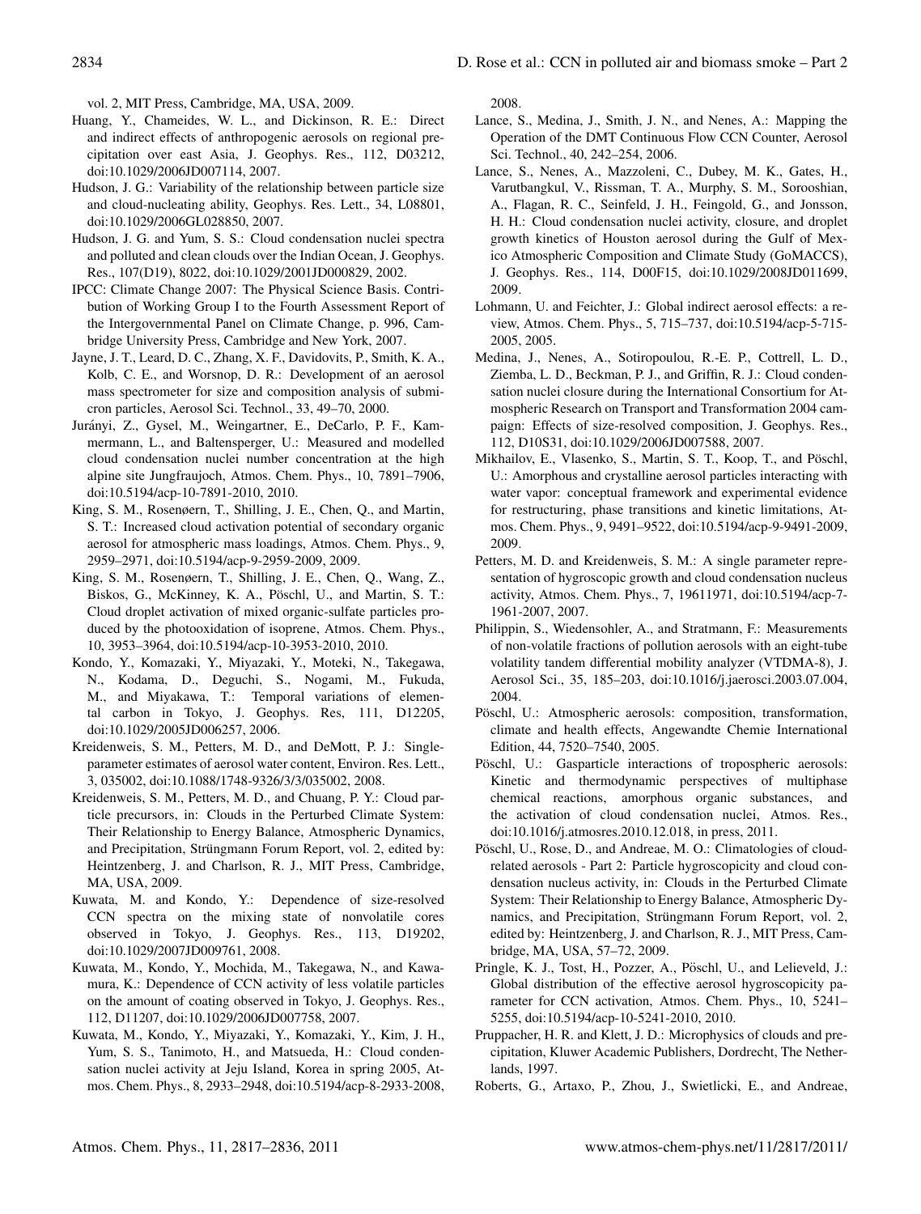vol. 2, MIT Press, Cambridge, MA, USA, 2009.

Huang, Y., Chameides, W. L., and Dickinson, R. E.: Direct and indirect effects of anthropogenic aerosols on regional precipitation over east Asia, J. Geophys. Res., 112, D03212, doi:10.1029/2006JD007114, 2007.

Hudson, J. G.: Variability of the relationship between particle size and cloud-nucleating ability, Geophys. Res. Lett., 34, L08801, doi:10.1029/2006GL028850, 2007.

Hudson, J. G. and Yum, S. S.: Cloud condensation nuclei spectra and polluted and clean clouds over the Indian Ocean, J. Geophys. Res., 107(D19), 8022, doi:10.1029/2001JD000829, 2002.

IPCC: Climate Change 2007: The Physical Science Basis. Contribution of Working Group I to the Fourth Assessment Report of the Intergovernmental Panel on Climate Change, p. 996, Cambridge University Press, Cambridge and New York, 2007.

Jayne, J. T., Leard, D. C., Zhang, X. F., Davidovits, P., Smith, K. A., Kolb, C. E., and Worsnop, D. R.: Development of an aerosol mass spectrometer for size and composition analysis of submicron particles, Aerosol Sci. Technol., 33, 49–70, 2000.

Jurányi, Z., Gysel, M., Weingartner, E., DeCarlo, P. F., Kammermann, L., and Baltensperger, U.: Measured and modelled cloud condensation nuclei number concentration at the high alpine site Jungfraujoch, Atmos. Chem. Phys., 10, 7891–7906, doi:10.5194/acp-10-7891-2010, 2010.

King, S. M., Rosenøern, T., Shilling, J. E., Chen, Q., and Martin, S. T.: Increased cloud activation potential of secondary organic aerosol for atmospheric mass loadings, Atmos. Chem. Phys., 9, 2959–2971, doi:10.5194/acp-9-2959-2009, 2009.

King, S. M., Rosenøern, T., Shilling, J. E., Chen, Q., Wang, Z., Biskos, G., McKinney, K. A., Pöschl, U., and Martin, S. T.: Cloud droplet activation of mixed organic-sulfate particles produced by the photooxidation of isoprene, Atmos. Chem. Phys., 10, 3953–3964, doi:10.5194/acp-10-3953-2010, 2010.

Kondo, Y., Komazaki, Y., Miyazaki, Y., Moteki, N., Takegawa, N., Kodama, D., Deguchi, S., Nogami, M., Fukuda, M., and Miyakawa, T.: Temporal variations of elemental carbon in Tokyo, J. Geophys. Res, 111, D12205, doi:10.1029/2005JD006257, 2006.

Kreidenweis, S. M., Petters, M. D., and DeMott, P. J.: Single-parameter estimates of aerosol water content, Environ. Res. Lett., 3, 035002, doi:10.1088/1748-9326/3/3/035002, 2008.

Kreidenweis, S. M., Petters, M. D., and Chuang, P. Y.: Cloud particle precursors, in: Clouds in the Perturbed Climate System: Their Relationship to Energy Balance, Atmospheric Dynamics, and Precipitation, Strüngmann Forum Report, vol. 2, edited by: Heintzenberg, J. and Charlson, R. J., MIT Press, Cambridge, MA, USA, 2009.

Kuwata, M. and Kondo, Y.: Dependence of size-resolved CCN spectra on the mixing state of nonvolatile cores observed in Tokyo, J. Geophys. Res., 113, D19202, doi:10.1029/2007JD009761, 2008.

Kuwata, M., Kondo, Y., Mochida, M., Takegawa, N., and Kawamura, K.: Dependence of CCN activity of less volatile particles on the amount of coating observed in Tokyo, J. Geophys. Res., 112, D11207, doi:10.1029/2006JD007758, 2007.

Kuwata, M., Kondo, Y., Miyazaki, Y., Komazaki, Y., Kim, J. H., Yum, S. S., Tanimoto, H., and Matsueda, H.: Cloud condensation nuclei activity at Jeju Island, Korea in spring 2005, Atmos. Chem. Phys., 8, 2933–2948, doi:10.5194/acp-8-2933-2008, 2008.

Lance, S., Medina, J., Smith, J. N., and Nenes, A.: Mapping the Operation of the DMT Continuous Flow CCN Counter, Aerosol Sci. Technol., 40, 242–254, 2006.

Lance, S., Nenes, A., Mazzoleni, C., Dubey, M. K., Gates, H., Varutbangkul, V., Rissman, T. A., Murphy, S. M., Sorooshian, A., Flagan, R. C., Seinfeld, J. H., Feingold, G., and Jonsson, H. H.: Cloud condensation nuclei activity, closure, and droplet growth kinetics of Houston aerosol during the Gulf of Mexico Atmospheric Composition and Climate Study (GoMACCS), J. Geophys. Res., 114, D00F15, doi:10.1029/2008JD011699, 2009.

Lohmann, U. and Feichter, J.: Global indirect aerosol effects: a review, Atmos. Chem. Phys., 5, 715–737, doi:10.5194/acp-5-715-2005, 2005.

Medina, J., Nenes, A., Sotiropoulou, R.-E. P., Cottrell, L. D., Ziemba, L. D., Beckman, P. J., and Griffin, R. J.: Cloud condensation nuclei closure during the International Consortium for Atmospheric Research on Transport and Transformation 2004 campaign: Effects of size-resolved composition, J. Geophys. Res., 112, D10S31, doi:10.1029/2006JD007588, 2007.

Mikhailov, E., Vlasenko, S., Martin, S. T., Koop, T., and Pöschl, U.: Amorphous and crystalline aerosol particles interacting with water vapor: conceptual framework and experimental evidence for restructuring, phase transitions and kinetic limitations, Atmos. Chem. Phys., 9, 9491–9522, doi:10.5194/acp-9-9491-2009, 2009.

Petters, M. D. and Kreidenweis, S. M.: A single parameter representation of hygroscopic growth and cloud condensation nucleus activity, Atmos. Chem. Phys., 7, 19611971, doi:10.5194/acp-7-1961-2007, 2007.

Philippin, S., Wiedensohler, A., and Stratmann, F.: Measurements of non-volatile fractions of pollution aerosols with an eight-tube volatility tandem differential mobility analyzer (VTDMA-8), J. Aerosol Sci., 35, 185–203, doi:10.1016/j.jaerosci.2003.07.004, 2004.

Pöschl, U.: Atmospheric aerosols: composition, transformation, climate and health effects, Angewandte Chemie International Edition, 44, 7520–7540, 2005.

Pöschl, U.: Gasparticle interactions of tropospheric aerosols: Kinetic and thermodynamic perspectives of multiphase chemical reactions, amorphous organic substances, and the activation of cloud condensation nuclei, Atmos. Res., doi:10.1016/j.atmosres.2010.12.018, in press, 2011.

Pöschl, U., Rose, D., and Andreae, M. O.: Climatologies of cloud-related aerosols - Part 2: Particle hygroscopicity and cloud condensation nucleus activity, in: Clouds in the Perturbed Climate System: Their Relationship to Energy Balance, Atmospheric Dynamics, and Precipitation, Strüngmann Forum Report, vol. 2, edited by: Heintzenberg, J. and Charlson, R. J., MIT Press, Cambridge, MA, USA, 57–72, 2009.

Pringle, K. J., Tost, H., Pozzer, A., Pöschl, U., and Lelieveld, J.: Global distribution of the effective aerosol hygroscopicity parameter for CCN activation, Atmos. Chem. Phys., 10, 5241–5255, doi:10.5194/acp-10-5241-2010, 2010.

Pruppacher, H. R. and Klett, J. D.: Microphysics of clouds and precipitation, Kluwer Academic Publishers, Dordrecht, The Netherlands, 1997.

Roberts, G., Artaxo, P., Zhou, J., Swietlicki, E., and Andreae,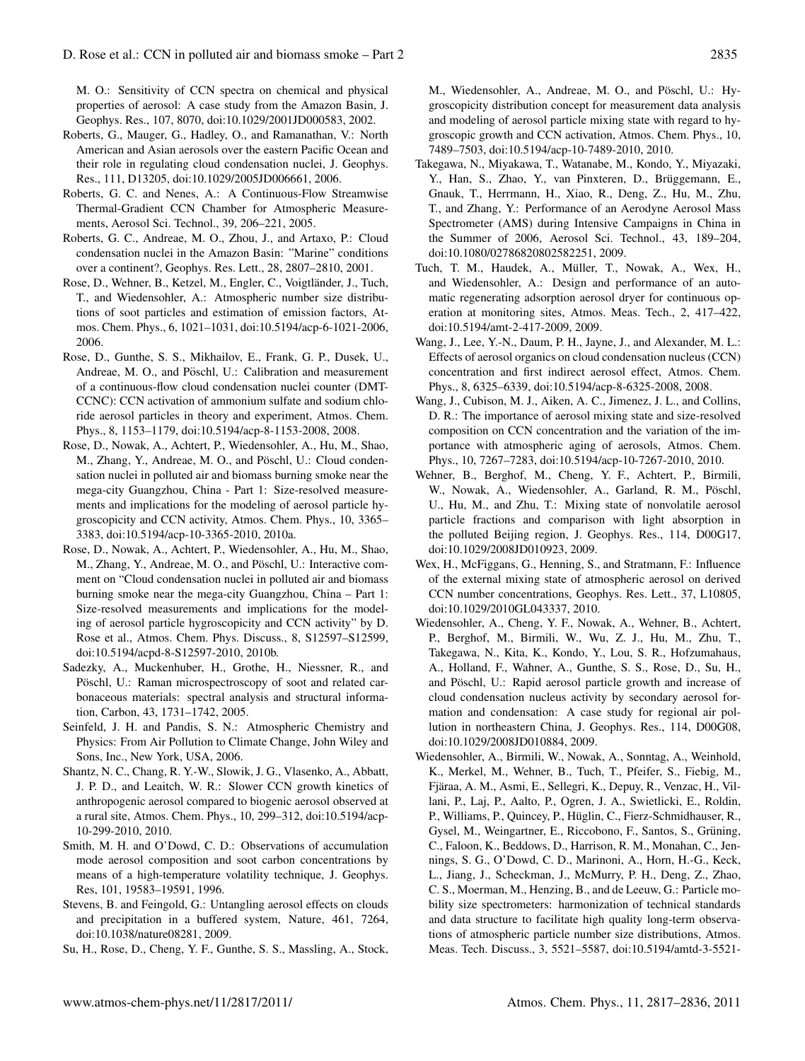M. O.: Sensitivity of CCN spectra on chemical and physical properties of aerosol: A case study from the Amazon Basin, J. Geophys. Res., 107, 8070, doi:10.1029/2001JD000583, 2002.

Roberts, G., Mauger, G., Hadley, O., and Ramanathan, V.: North American and Asian aerosols over the eastern Pacific Ocean and their role in regulating cloud condensation nuclei, J. Geophys. Res., 111, D13205, doi:10.1029/2005JD006661, 2006.

Roberts, G. C. and Nenes, A.: A Continuous-Flow Streamwise Thermal-Gradient CCN Chamber for Atmospheric Measurements, Aerosol Sci. Technol., 39, 206–221, 2005.

Roberts, G. C., Andreae, M. O., Zhou, J., and Artaxo, P.: Cloud condensation nuclei in the Amazon Basin: "Marine" conditions over a continent?, Geophys. Res. Lett., 28, 2807–2810, 2001.

Rose, D., Wehner, B., Ketzel, M., Engler, C., Voigtländer, J., Tuch, T., and Wiedensohler, A.: Atmospheric number size distributions of soot particles and estimation of emission factors, Atmos. Chem. Phys., 6, 1021–1031, doi:10.5194/acp-6-1021-2006, 2006.

Rose, D., Gunthe, S. S., Mikhailov, E., Frank, G. P., Dusek, U., Andreae, M. O., and Pöschl, U.: Calibration and measurement of a continuous-flow cloud condensation nuclei counter (DMT-CCNC): CCN activation of ammonium sulfate and sodium chloride aerosol particles in theory and experiment, Atmos. Chem. Phys., 8, 1153–1179, doi:10.5194/acp-8-1153-2008, 2008.

Rose, D., Nowak, A., Achtert, P., Wiedensohler, A., Hu, M., Shao, M., Zhang, Y., Andreae, M. O., and Pöschl, U.: Cloud condensation nuclei in polluted air and biomass burning smoke near the mega-city Guangzhou, China - Part 1: Size-resolved measurements and implications for the modeling of aerosol particle hygroscopicity and CCN activity, Atmos. Chem. Phys., 10, 3365–3383, doi:10.5194/acp-10-3365-2010, 2010a.

Rose, D., Nowak, A., Achtert, P., Wiedensohler, A., Hu, M., Shao, M., Zhang, Y., Andreae, M. O., and Pöschl, U.: Interactive comment on "Cloud condensation nuclei in polluted air and biomass burning smoke near the mega-city Guangzhou, China – Part 1: Size-resolved measurements and implications for the modeling of aerosol particle hygroscopicity and CCN activity" by D. Rose et al., Atmos. Chem. Phys. Discuss., 8, S12597–S12599, doi:10.5194/acpd-8-S12597-2010, 2010b.

Sadezky, A., Muckenhuber, H., Grothe, H., Niessner, R., and Pöschl, U.: Raman microspectroscopy of soot and related carbonaceous materials: spectral analysis and structural information, Carbon, 43, 1731–1742, 2005.

Seinfeld, J. H. and Pandis, S. N.: Atmospheric Chemistry and Physics: From Air Pollution to Climate Change, John Wiley and Sons, Inc., New York, USA, 2006.

Shantz, N. C., Chang, R. Y.-W., Slowik, J. G., Vlasenko, A., Abbatt, J. P. D., and Leaitch, W. R.: Slower CCN growth kinetics of anthropogenic aerosol compared to biogenic aerosol observed at a rural site, Atmos. Chem. Phys., 10, 299–312, doi:10.5194/acp-10-299-2010, 2010.

Smith, M. H. and O'Dowd, C. D.: Observations of accumulation mode aerosol composition and soot carbon concentrations by means of a high-temperature volatility technique, J. Geophys. Res, 101, 19583–19591, 1996.

Stevens, B. and Feingold, G.: Untangling aerosol effects on clouds and precipitation in a buffered system, Nature, 461, 7264, doi:10.1038/nature08281, 2009.

Su, H., Rose, D., Cheng, Y. F., Gunthe, S. S., Massling, A., Stock, M., Wiedensohler, A., Andreae, M. O., and Pöschl, U.: Hygroscopicity distribution concept for measurement data analysis and modeling of aerosol particle mixing state with regard to hygroscopic growth and CCN activation, Atmos. Chem. Phys., 10, 7489–7503, doi:10.5194/acp-10-7489-2010, 2010.

Takegawa, N., Miyakawa, T., Watanabe, M., Kondo, Y., Miyazaki, Y., Han, S., Zhao, Y., van Pinxteren, D., Brüggemann, E., Gnauk, T., Herrmann, H., Xiao, R., Deng, Z., Hu, M., Zhu, T., and Zhang, Y.: Performance of an Aerodyne Aerosol Mass Spectrometer (AMS) during Intensive Campaigns in China in the Summer of 2006, Aerosol Sci. Technol., 43, 189–204, doi:10.1080/02786820802582251, 2009.

Tuch, T. M., Haudek, A., Müller, T., Nowak, A., Wex, H., and Wiedensohler, A.: Design and performance of an automatic regenerating adsorption aerosol dryer for continuous operation at monitoring sites, Atmos. Meas. Tech., 2, 417–422, doi:10.5194/amt-2-417-2009, 2009.

Wang, J., Lee, Y.-N., Daum, P. H., Jayne, J., and Alexander, M. L.: Effects of aerosol organics on cloud condensation nucleus (CCN) concentration and first indirect aerosol effect, Atmos. Chem. Phys., 8, 6325–6339, doi:10.5194/acp-8-6325-2008, 2008.

Wang, J., Cubison, M. J., Aiken, A. C., Jimenez, J. L., and Collins, D. R.: The importance of aerosol mixing state and size-resolved composition on CCN concentration and the variation of the importance with atmospheric aging of aerosols, Atmos. Chem. Phys., 10, 7267–7283, doi:10.5194/acp-10-7267-2010, 2010.

Wehner, B., Berghof, M., Cheng, Y. F., Achtert, P., Birmili, W., Nowak, A., Wiedensohler, A., Garland, R. M., Pöschl, U., Hu, M., and Zhu, T.: Mixing state of nonvolatile aerosol particle fractions and comparison with light absorption in the polluted Beijing region, J. Geophys. Res., 114, D00G17, doi:10.1029/2008JD010923, 2009.

Wex, H., McFiggans, G., Henning, S., and Stratmann, F.: Influence of the external mixing state of atmospheric aerosol on derived CCN number concentrations, Geophys. Res. Lett., 37, L10805, doi:10.1029/2010GL043337, 2010.

Wiedensohler, A., Cheng, Y. F., Nowak, A., Wehner, B., Achtert, P., Berghof, M., Birmili, W., Wu, Z. J., Hu, M., Zhu, T., Takegawa, N., Kita, K., Kondo, Y., Lou, S. R., Hofzumahaus, A., Holland, F., Wahner, A., Gunthe, S. S., Rose, D., Su, H., and Pöschl, U.: Rapid aerosol particle growth and increase of cloud condensation nucleus activity by secondary aerosol formation and condensation: A case study for regional air pollution in northeastern China, J. Geophys. Res., 114, D00G08, doi:10.1029/2008JD010884, 2009.

Wiedensohler, A., Birmili, W., Nowak, A., Sonntag, A., Weinhold, K., Merkel, M., Wehner, B., Tuch, T., Pfeifer, S., Fiebig, M., Fjäraa, A. M., Asmi, E., Sellegri, K., Depuy, R., Venzac, H., Villani, P., Laj, P., Aalto, P., Ogren, J. A., Swietlicki, E., Roldin, P., Williams, P., Quincey, P., Hüglin, C., Fierz-Schmidhauser, R., Gysel, M., Weingartner, E., Riccobono, F., Santos, S., Grüning, C., Faloon, K., Beddows, D., Harrison, R. M., Monahan, C., Jennings, S. G., O'Dowd, C. D., Marinoni, A., Horn, H.-G., Keck, L., Jiang, J., Scheckman, J., McMurry, P. H., Deng, Z., Zhao, C. S., Moerman, M., Henzing, B., and de Leeuw, G.: Particle mobility size spectrometers: harmonization of technical standards and data structure to facilitate high quality long-term observations of atmospheric particle number size distributions, Atmos. Meas. Tech. Discuss., 3, 5521–5587, doi:10.5194/amtd-3-5521-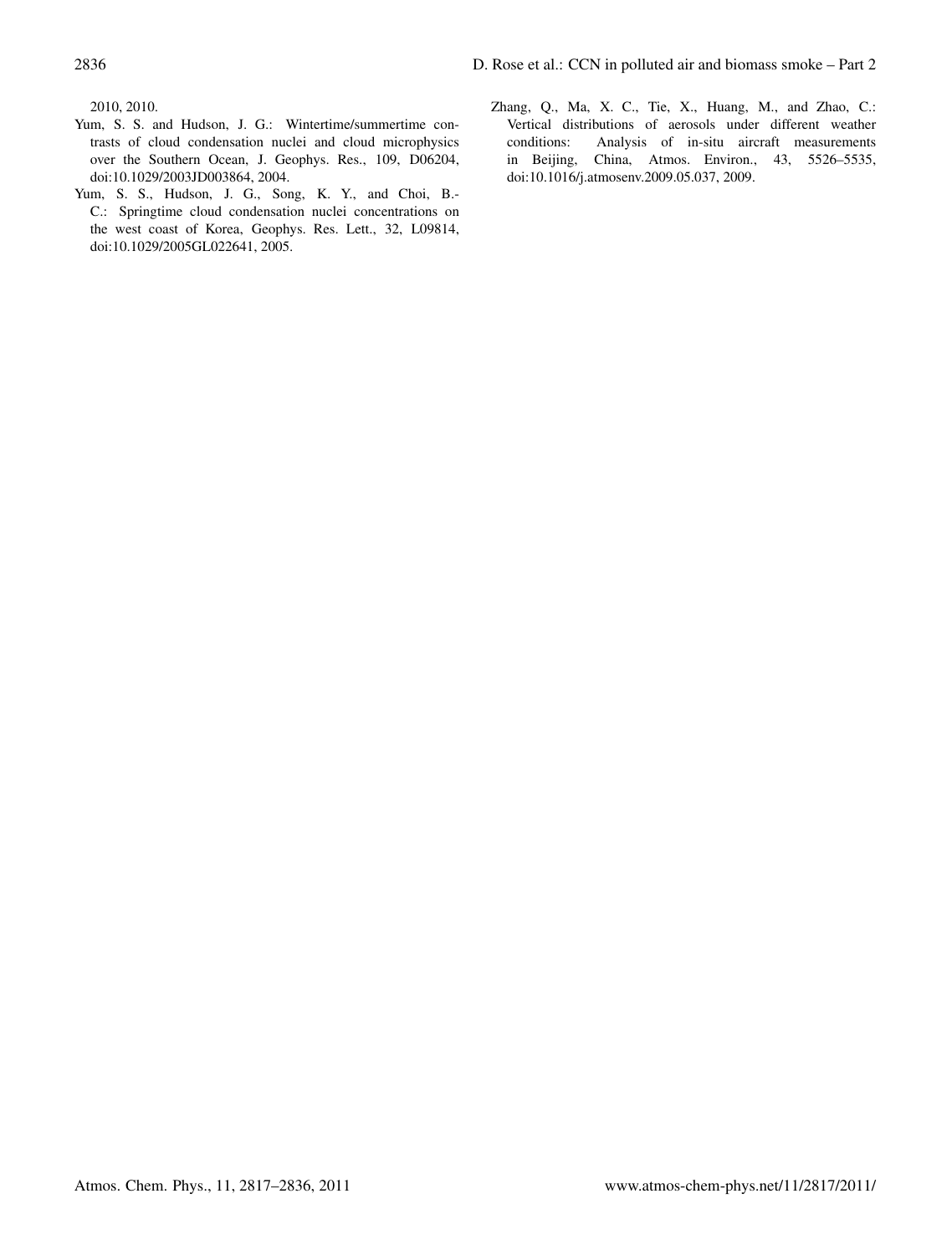2010, 2010.

Yum, S. S. and Hudson, J. G.: Wintertime/summertime contrasts of cloud condensation nuclei and cloud microphysics over the Southern Ocean, J. Geophys. Res., 109, D06204, doi:10.1029/2003JD003864, 2004.

Yum, S. S., Hudson, J. G., Song, K. Y., and Choi, B.-C.: Springtime cloud condensation nuclei concentrations on the west coast of Korea, Geophys. Res. Lett., 32, L09814, doi:10.1029/2005GL022641, 2005.

Zhang, Q., Ma, X. C., Tie, X., Huang, M., and Zhao, C.: Vertical distributions of aerosols under different weather conditions: Analysis of in-situ aircraft measurements in Beijing, China, Atmos. Environ., 43, 5526–5535, doi:10.1016/j.atmosenv.2009.05.037, 2009.